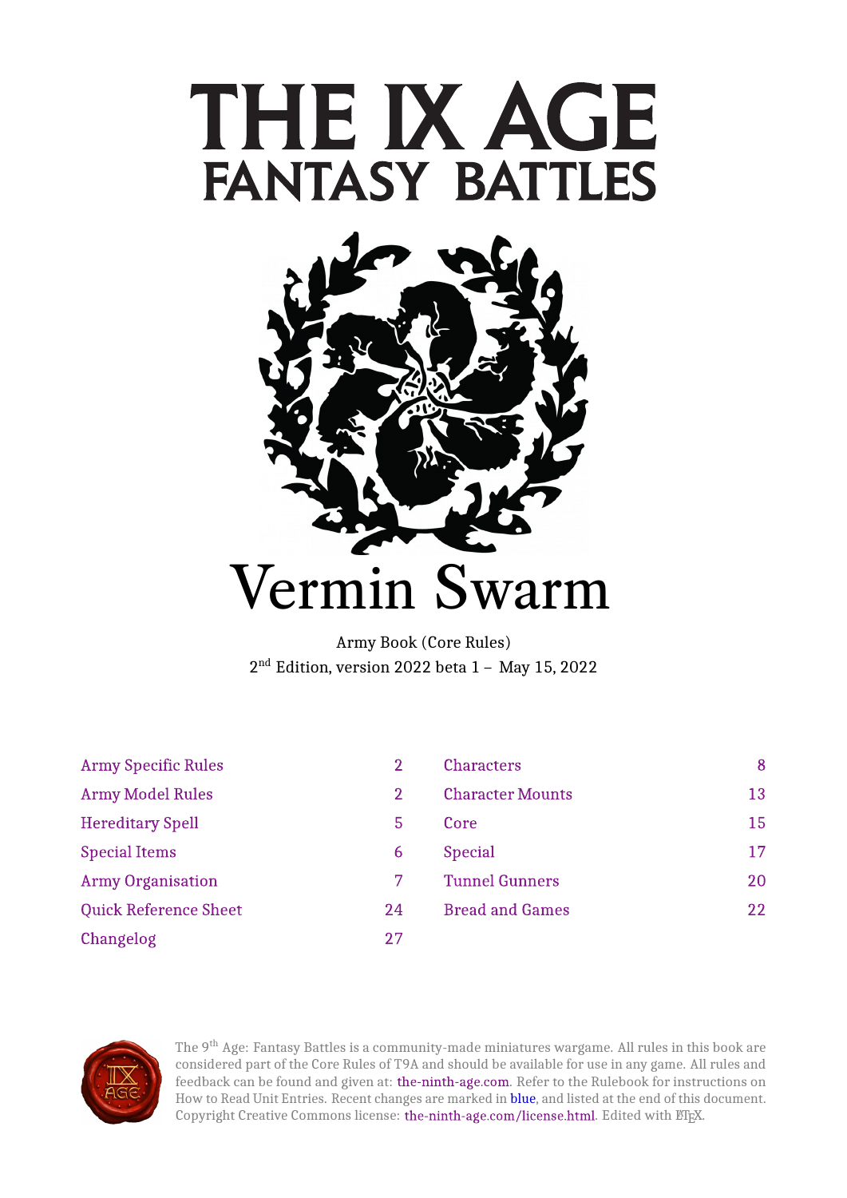# THE IX AGE
## FANTASY BATTLES

# Vermin Swarm

Army Book (Core Rules)
2nd Edition, version 2022 beta 1 – May 15, 2022

| | | | |
|---|---|---|---|
| Army Specific Rules | 2 | Characters | 8 |
| Army Model Rules | 2 | Character Mounts | 13 |
| Hereditary Spell | 5 | Core | 15 |
| Special Items | 6 | Special | 17 |
| Army Organisation | 7 | Tunnel Gunners | 20 |
| Quick Reference Sheet | 24 | Bread and Games | 22 |
| Changelog | 27 | | |

The 9th Age: Fantasy Battles is a community-made miniatures wargame. All rules in this book are considered part of the Core Rules of T9A and should be available for use in any game. All rules and feedback can be found and given at: the-ninth-age.com. Refer to the Rulebook for instructions on How to Read Unit Entries. Recent changes are marked in blue, and listed at the end of this document. Copyright Creative Commons license: the-ninth-age.com/license.html. Edited with LaTeX.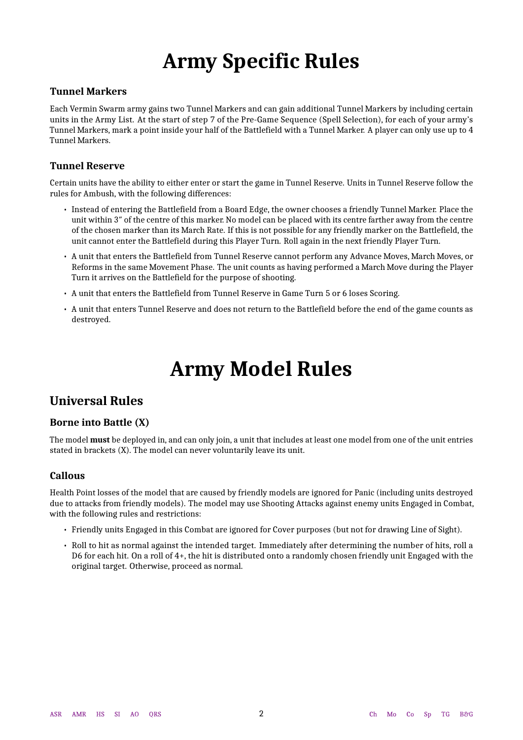# Army Specific Rules

### Tunnel Markers

Each Vermin Swarm army gains two Tunnel Markers and can gain additional Tunnel Markers by including certain units in the Army List. At the start of step 7 of the Pre-Game Sequence (Spell Selection), for each of your army's Tunnel Markers, mark a point inside your half of the Battlefield with a Tunnel Marker. A player can only use up to 4 Tunnel Markers.

### Tunnel Reserve

Certain units have the ability to either enter or start the game in Tunnel Reserve. Units in Tunnel Reserve follow the rules for Ambush, with the following differences:

- Instead of entering the Battlefield from a Board Edge, the owner chooses a friendly Tunnel Marker. Place the unit within 3″ of the centre of this marker. No model can be placed with its centre farther away from the centre of the chosen marker than its March Rate. If this is not possible for any friendly marker on the Battlefield, the unit cannot enter the Battlefield during this Player Turn. Roll again in the next friendly Player Turn.
- A unit that enters the Battlefield from Tunnel Reserve cannot perform any Advance Moves, March Moves, or Reforms in the same Movement Phase. The unit counts as having performed a March Move during the Player Turn it arrives on the Battlefield for the purpose of shooting.
- A unit that enters the Battlefield from Tunnel Reserve in Game Turn 5 or 6 loses Scoring.
- A unit that enters Tunnel Reserve and does not return to the Battlefield before the end of the game counts as destroyed.

# Army Model Rules

## Universal Rules

### Borne into Battle (X)

The model **must** be deployed in, and can only join, a unit that includes at least one model from one of the unit entries stated in brackets (X). The model can never voluntarily leave its unit.

### Callous

Health Point losses of the model that are caused by friendly models are ignored for Panic (including units destroyed due to attacks from friendly models). The model may use Shooting Attacks against enemy units Engaged in Combat, with the following rules and restrictions:

- Friendly units Engaged in this Combat are ignored for Cover purposes (but not for drawing Line of Sight).
- Roll to hit as normal against the intended target. Immediately after determining the number of hits, roll a D6 for each hit. On a roll of 4+, the hit is distributed onto a randomly chosen friendly unit Engaged with the original target. Otherwise, proceed as normal.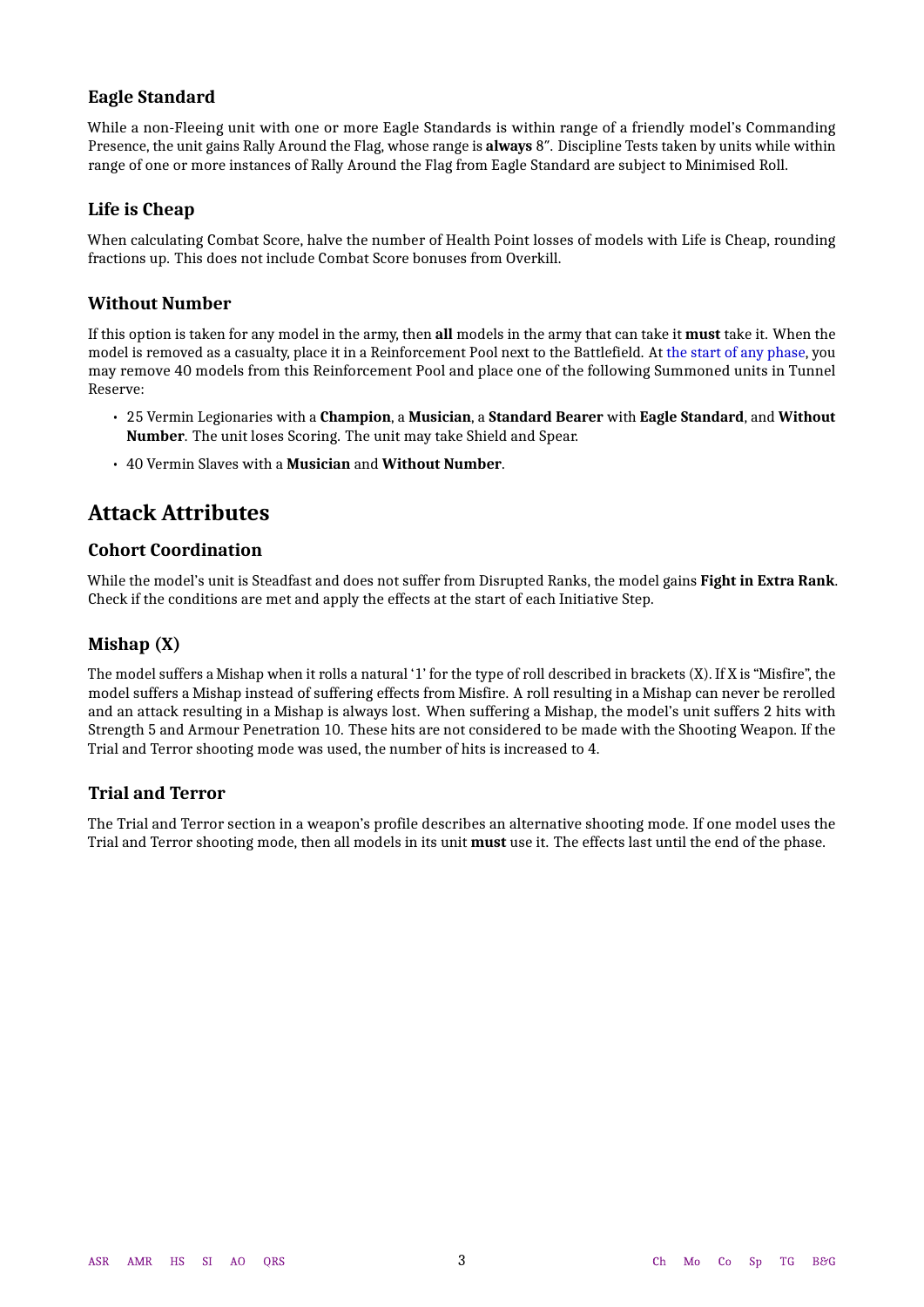### Eagle Standard

While a non-Fleeing unit with one or more Eagle Standards is within range of a friendly model's Commanding Presence, the unit gains Rally Around the Flag, whose range is **always** 8″. Discipline Tests taken by units while within range of one or more instances of Rally Around the Flag from Eagle Standard are subject to Minimised Roll.

### Life is Cheap

When calculating Combat Score, halve the number of Health Point losses of models with Life is Cheap, rounding fractions up. This does not include Combat Score bonuses from Overkill.

### Without Number

If this option is taken for any model in the army, then **all** models in the army that can take it **must** take it. When the model is removed as a casualty, place it in a Reinforcement Pool next to the Battlefield. At the start of any phase, you may remove 40 models from this Reinforcement Pool and place one of the following Summoned units in Tunnel Reserve:

- 25 Vermin Legionaries with a **Champion**, a **Musician**, a **Standard Bearer** with **Eagle Standard**, and **Without Number**. The unit loses Scoring. The unit may take Shield and Spear.
- 40 Vermin Slaves with a **Musician** and **Without Number**.

## Attack Attributes

### Cohort Coordination

While the model's unit is Steadfast and does not suffer from Disrupted Ranks, the model gains **Fight in Extra Rank**. Check if the conditions are met and apply the effects at the start of each Initiative Step.

### Mishap (X)

The model suffers a Mishap when it rolls a natural '1' for the type of roll described in brackets (X). If X is "Misfire", the model suffers a Mishap instead of suffering effects from Misfire. A roll resulting in a Mishap can never be rerolled and an attack resulting in a Mishap is always lost. When suffering a Mishap, the model's unit suffers 2 hits with Strength 5 and Armour Penetration 10. These hits are not considered to be made with the Shooting Weapon. If the Trial and Terror shooting mode was used, the number of hits is increased to 4.

### Trial and Terror

The Trial and Terror section in a weapon's profile describes an alternative shooting mode. If one model uses the Trial and Terror shooting mode, then all models in its unit **must** use it. The effects last until the end of the phase.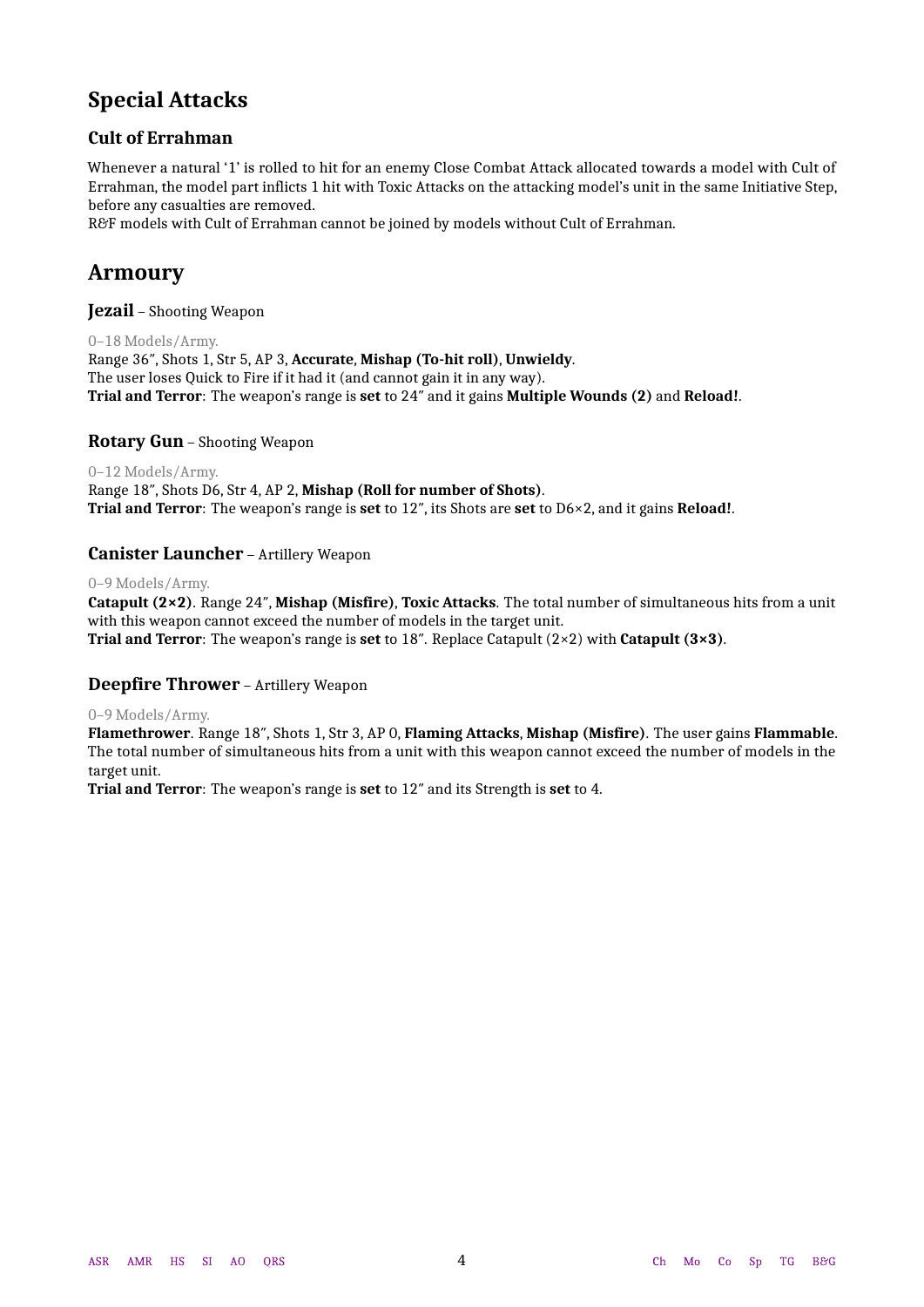## Special Attacks

### Cult of Errahman

Whenever a natural '1' is rolled to hit for an enemy Close Combat Attack allocated towards a model with Cult of Errahman, the model part inflicts 1 hit with Toxic Attacks on the attacking model's unit in the same Initiative Step, before any casualties are removed.
R&F models with Cult of Errahman cannot be joined by models without Cult of Errahman.

## Armoury

**Jezail** – Shooting Weapon

0–18 Models/Army.
Range 36″, Shots 1, Str 5, AP 3, **Accurate**, **Mishap (To-hit roll)**, **Unwieldy**.
The user loses Quick to Fire if it had it (and cannot gain it in any way).
**Trial and Terror**: The weapon's range is **set** to 24″ and it gains **Multiple Wounds (2)** and **Reload!**.

**Rotary Gun** – Shooting Weapon

0–12 Models/Army.
Range 18″, Shots D6, Str 4, AP 2, **Mishap (Roll for number of Shots)**.
**Trial and Terror**: The weapon's range is **set** to 12″, its Shots are **set** to D6×2, and it gains **Reload!**.

**Canister Launcher** – Artillery Weapon

0–9 Models/Army.
**Catapult (2×2)**. Range 24″, **Mishap (Misfire)**, **Toxic Attacks**. The total number of simultaneous hits from a unit with this weapon cannot exceed the number of models in the target unit.
**Trial and Terror**: The weapon's range is **set** to 18″. Replace Catapult (2×2) with **Catapult (3×3)**.

**Deepfire Thrower** – Artillery Weapon

0–9 Models/Army.
**Flamethrower**. Range 18″, Shots 1, Str 3, AP 0, **Flaming Attacks**, **Mishap (Misfire)**. The user gains **Flammable**. The total number of simultaneous hits from a unit with this weapon cannot exceed the number of models in the target unit.
**Trial and Terror**: The weapon's range is **set** to 12″ and its Strength is **set** to 4.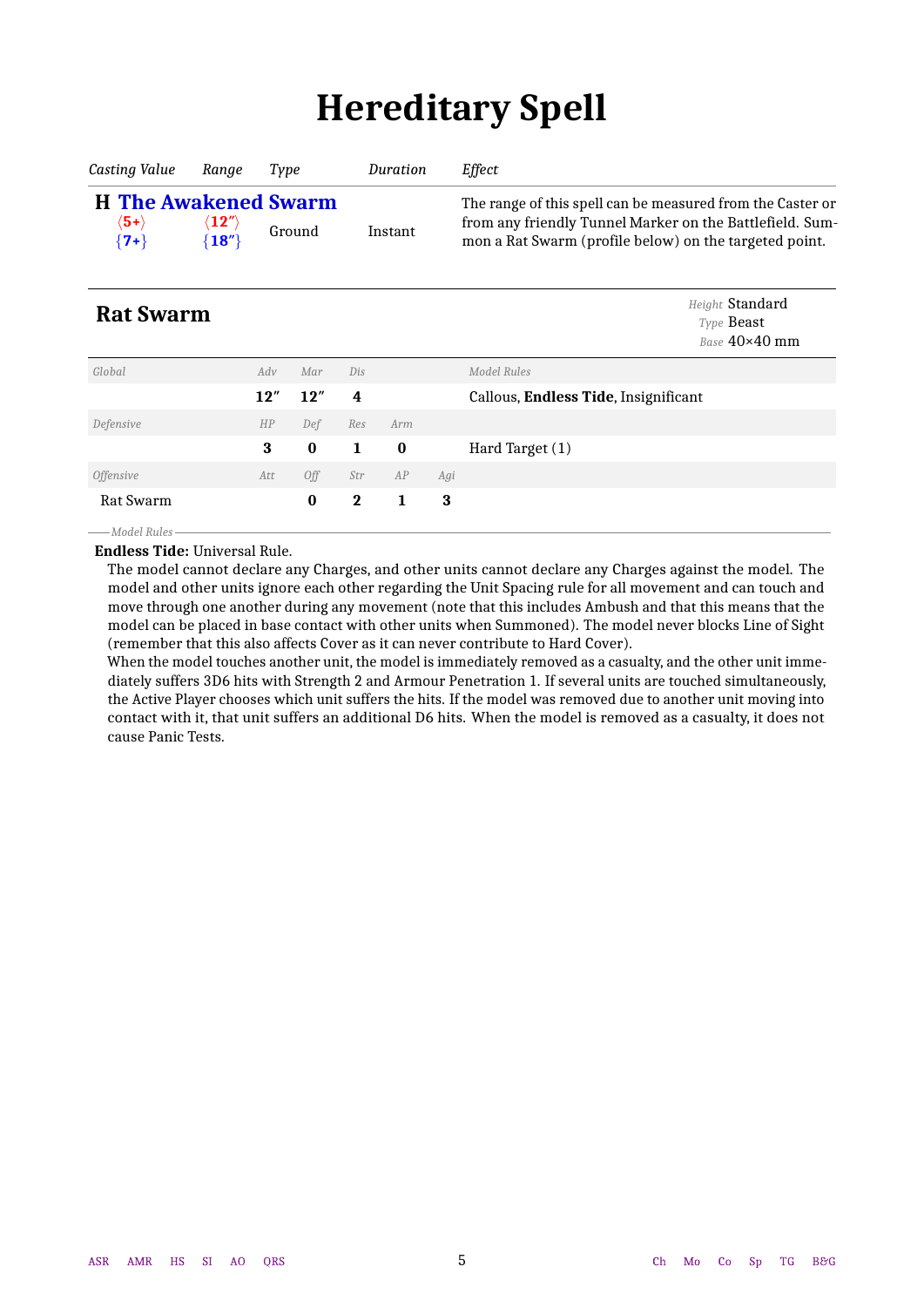# Hereditary Spell

| Casting Value | Range | Type | Duration | Effect |
|---|---|---|---|---|
| **H The Awakened Swarm** | | | | |
| ⟨5+⟩ {7+} | ⟨12″⟩ {18″} | Ground | Instant | The range of this spell can be measured from the Caster or from any friendly Tunnel Marker on the Battlefield. Summon a Rat Swarm (profile below) on the targeted point. |

## Rat Swarm

*Height* Standard
*Type* Beast
*Base* 40×40 mm

| *Global* | *Adv* | *Mar* | *Dis* | | | *Model Rules* |
|---|---|---|---|---|---|---|
| | **12″** | **12″** | **4** | | | Callous, **Endless Tide**, Insignificant |
| *Defensive* | *HP* | *Def* | *Res* | *Arm* | | |
| | **3** | **0** | **1** | **0** | | Hard Target (1) |
| *Offensive* | *Att* | *Off* | *Str* | *AP* | *Agi* | |
| Rat Swarm | | **0** | **2** | **1** | **3** | |

*Model Rules*

**Endless Tide:** Universal Rule.

The model cannot declare any Charges, and other units cannot declare any Charges against the model. The model and other units ignore each other regarding the Unit Spacing rule for all movement and can touch and move through one another during any movement (note that this includes Ambush and that this means that the model can be placed in base contact with other units when Summoned). The model never blocks Line of Sight (remember that this also affects Cover as it can never contribute to Hard Cover).

When the model touches another unit, the model is immediately removed as a casualty, and the other unit immediately suffers 3D6 hits with Strength 2 and Armour Penetration 1. If several units are touched simultaneously, the Active Player chooses which unit suffers the hits. If the model was removed due to another unit moving into contact with it, that unit suffers an additional D6 hits. When the model is removed as a casualty, it does not cause Panic Tests.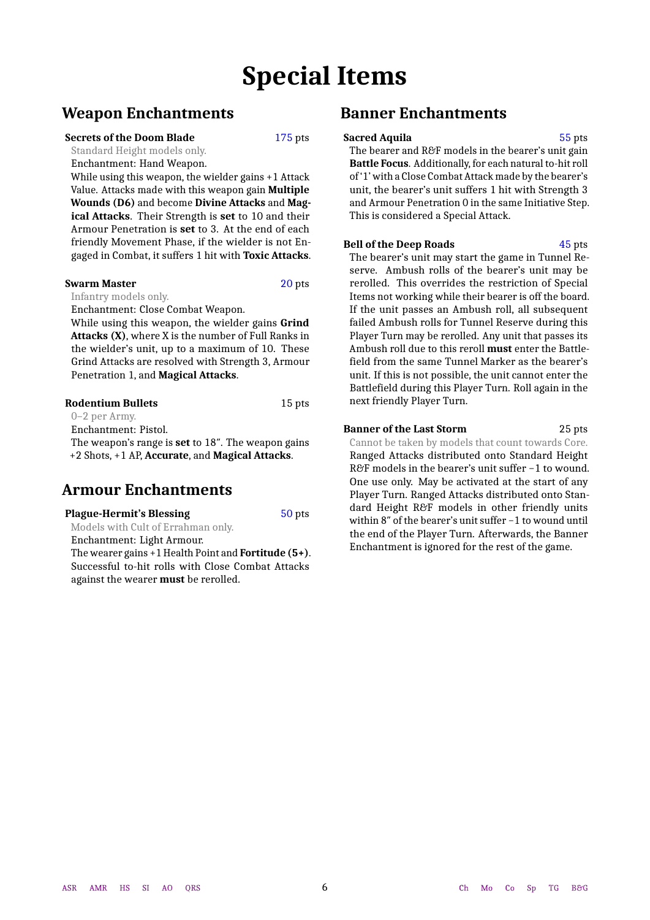# Special Items

## Weapon Enchantments

**Secrets of the Doom Blade** 175 pts

Standard Height models only.

Enchantment: Hand Weapon.

While using this weapon, the wielder gains +1 Attack Value. Attacks made with this weapon gain **Multiple Wounds (D6)** and become **Divine Attacks** and **Magical Attacks**. Their Strength is **set** to 10 and their Armour Penetration is **set** to 3. At the end of each friendly Movement Phase, if the wielder is not Engaged in Combat, it suffers 1 hit with **Toxic Attacks**.

**Swarm Master** 20 pts

Infantry models only.

Enchantment: Close Combat Weapon.

While using this weapon, the wielder gains **Grind Attacks (X)**, where X is the number of Full Ranks in the wielder's unit, up to a maximum of 10. These Grind Attacks are resolved with Strength 3, Armour Penetration 1, and **Magical Attacks**.

**Rodentium Bullets** 15 pts

0–2 per Army.

Enchantment: Pistol.

The weapon's range is **set** to 18″. The weapon gains +2 Shots, +1 AP, **Accurate**, and **Magical Attacks**.

## Armour Enchantments

**Plague-Hermit's Blessing** 50 pts

Models with Cult of Errahman only.

Enchantment: Light Armour.

The wearer gains +1 Health Point and **Fortitude (5+)**. Successful to-hit rolls with Close Combat Attacks against the wearer **must** be rerolled.

## Banner Enchantments

**Sacred Aquila** 55 pts

The bearer and R&F models in the bearer's unit gain **Battle Focus**. Additionally, for each natural to-hit roll of '1' with a Close Combat Attack made by the bearer's unit, the bearer's unit suffers 1 hit with Strength 3 and Armour Penetration 0 in the same Initiative Step. This is considered a Special Attack.

**Bell of the Deep Roads** 45 pts

The bearer's unit may start the game in Tunnel Reserve. Ambush rolls of the bearer's unit may be rerolled. This overrides the restriction of Special Items not working while their bearer is off the board. If the unit passes an Ambush roll, all subsequent failed Ambush rolls for Tunnel Reserve during this Player Turn may be rerolled. Any unit that passes its Ambush roll due to this reroll **must** enter the Battlefield from the same Tunnel Marker as the bearer's unit. If this is not possible, the unit cannot enter the Battlefield during this Player Turn. Roll again in the next friendly Player Turn.

**Banner of the Last Storm** 25 pts

Cannot be taken by models that count towards Core.

Ranged Attacks distributed onto Standard Height R&F models in the bearer's unit suffer −1 to wound. One use only. May be activated at the start of any Player Turn. Ranged Attacks distributed onto Standard Height R&F models in other friendly units within 8″ of the bearer's unit suffer −1 to wound until the end of the Player Turn. Afterwards, the Banner Enchantment is ignored for the rest of the game.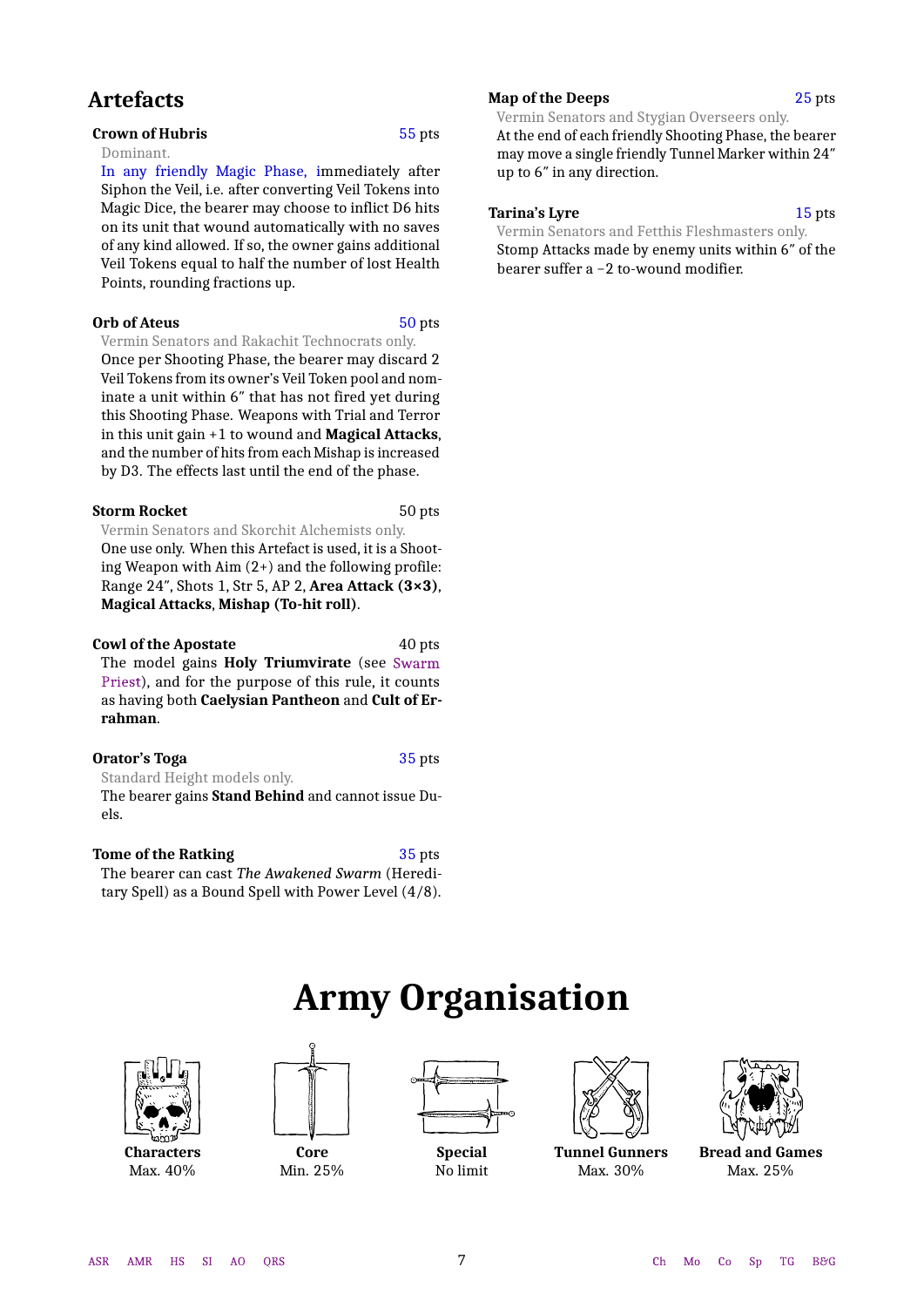## Artefacts

**Crown of Hubris** 55 pts

Dominant.

In any friendly Magic Phase, immediately after Siphon the Veil, i.e. after converting Veil Tokens into Magic Dice, the bearer may choose to inflict D6 hits on its unit that wound automatically with no saves of any kind allowed. If so, the owner gains additional Veil Tokens equal to half the number of lost Health Points, rounding fractions up.

**Orb of Ateus** 50 pts

Vermin Senators and Rakachit Technocrats only.

Once per Shooting Phase, the bearer may discard 2 Veil Tokens from its owner's Veil Token pool and nominate a unit within 6″ that has not fired yet during this Shooting Phase. Weapons with Trial and Terror in this unit gain +1 to wound and **Magical Attacks**, and the number of hits from each Mishap is increased by D3. The effects last until the end of the phase.

**Storm Rocket** 50 pts

Vermin Senators and Skorchit Alchemists only.

One use only. When this Artefact is used, it is a Shooting Weapon with Aim (2+) and the following profile: Range 24″, Shots 1, Str 5, AP 2, **Area Attack (3×3)**, **Magical Attacks**, **Mishap (To-hit roll)**.

**Cowl of the Apostate** 40 pts

The model gains **Holy Triumvirate** (see Swarm Priest), and for the purpose of this rule, it counts as having both **Caelysian Pantheon** and **Cult of Errahman**.

**Orator's Toga** 35 pts

Standard Height models only.

The bearer gains **Stand Behind** and cannot issue Duels.

**Tome of the Ratking** 35 pts

The bearer can cast *The Awakened Swarm* (Hereditary Spell) as a Bound Spell with Power Level (4/8).

**Map of the Deeps** 25 pts

Vermin Senators and Stygian Overseers only.

At the end of each friendly Shooting Phase, the bearer may move a single friendly Tunnel Marker within 24″ up to 6″ in any direction.

**Tarina's Lyre** 15 pts

Vermin Senators and Fetthis Fleshmasters only.

Stomp Attacks made by enemy units within 6″ of the bearer suffer a −2 to-wound modifier.

# Army Organisation

| Characters | Core | Special | Tunnel Gunners | Bread and Games |
|---|---|---|---|---|
| Max. 40% | Min. 25% | No limit | Max. 30% | Max. 25% |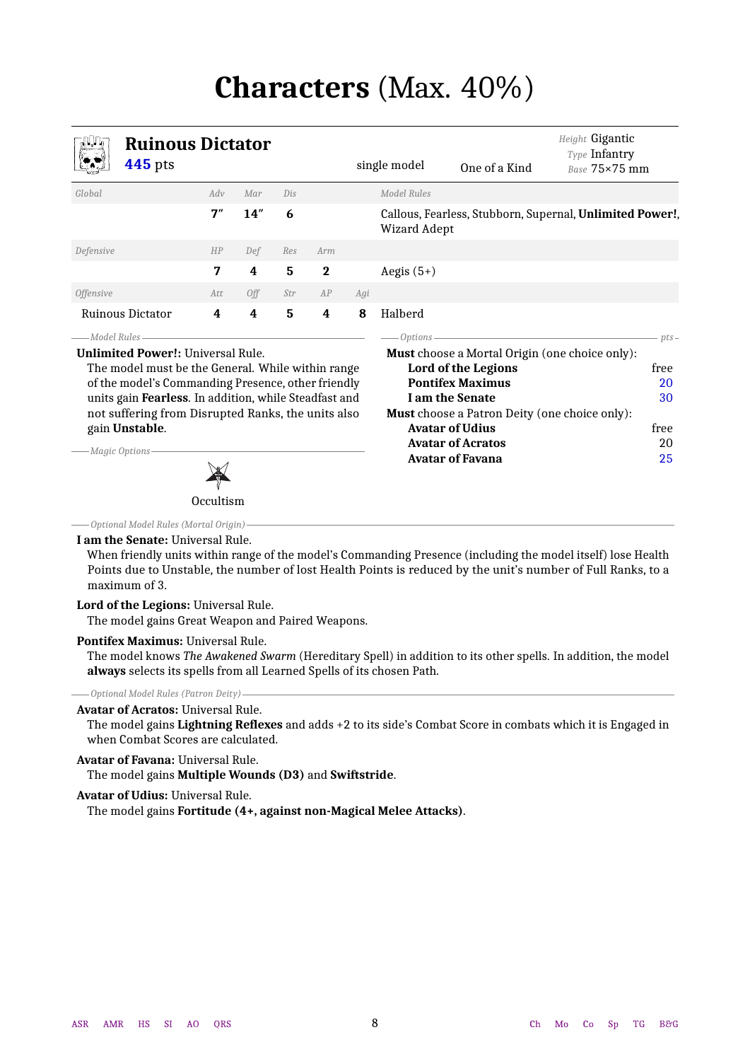# Characters (Max. 40%)

## Ruinous Dictator

**445** pts

single model | One of a Kind | *Height* Gigantic | *Type* Infantry | *Base* 75×75 mm

| *Global* | *Adv* | *Mar* | *Dis* | | | *Model Rules* |
|---|---|---|---|---|---|---|
| | **7″** | **14″** | **6** | | | Callous, Fearless, Stubborn, Supernal, **Unlimited Power!**, Wizard Adept |
| *Defensive* | *HP* | *Def* | *Res* | *Arm* | | |
| | **7** | **4** | **5** | **2** | | Aegis (5+) |
| *Offensive* | *Att* | *Off* | *Str* | *AP* | *Agi* | |
| Ruinous Dictator | **4** | **4** | **5** | **4** | **8** | Halberd |

*Model Rules*

**Unlimited Power!:** Universal Rule.
The model must be the General. While within range of the model's Commanding Presence, other friendly units gain **Fearless**. In addition, while Steadfast and not suffering from Disrupted Ranks, the units also gain **Unstable**.

*Magic Options*

Occultism

*Options* — *pts*

**Must** choose a Mortal Origin (one choice only):

| | |
|---|---|
| **Lord of the Legions** | free |
| **Pontifex Maximus** | 20 |
| **I am the Senate** | 30 |

**Must** choose a Patron Deity (one choice only):

| | |
|---|---|
| **Avatar of Udius** | free |
| **Avatar of Acratos** | 20 |
| **Avatar of Favana** | 25 |

*Optional Model Rules (Mortal Origin)*

**I am the Senate:** Universal Rule.
When friendly units within range of the model's Commanding Presence (including the model itself) lose Health Points due to Unstable, the number of lost Health Points is reduced by the unit's number of Full Ranks, to a maximum of 3.

**Lord of the Legions:** Universal Rule.
The model gains Great Weapon and Paired Weapons.

**Pontifex Maximus:** Universal Rule.
The model knows *The Awakened Swarm* (Hereditary Spell) in addition to its other spells. In addition, the model **always** selects its spells from all Learned Spells of its chosen Path.

*Optional Model Rules (Patron Deity)*

**Avatar of Acratos:** Universal Rule.
The model gains **Lightning Reflexes** and adds +2 to its side's Combat Score in combats which it is Engaged in when Combat Scores are calculated.

**Avatar of Favana:** Universal Rule.
The model gains **Multiple Wounds (D3)** and **Swiftstride**.

**Avatar of Udius:** Universal Rule.
The model gains **Fortitude (4+, against non-Magical Melee Attacks)**.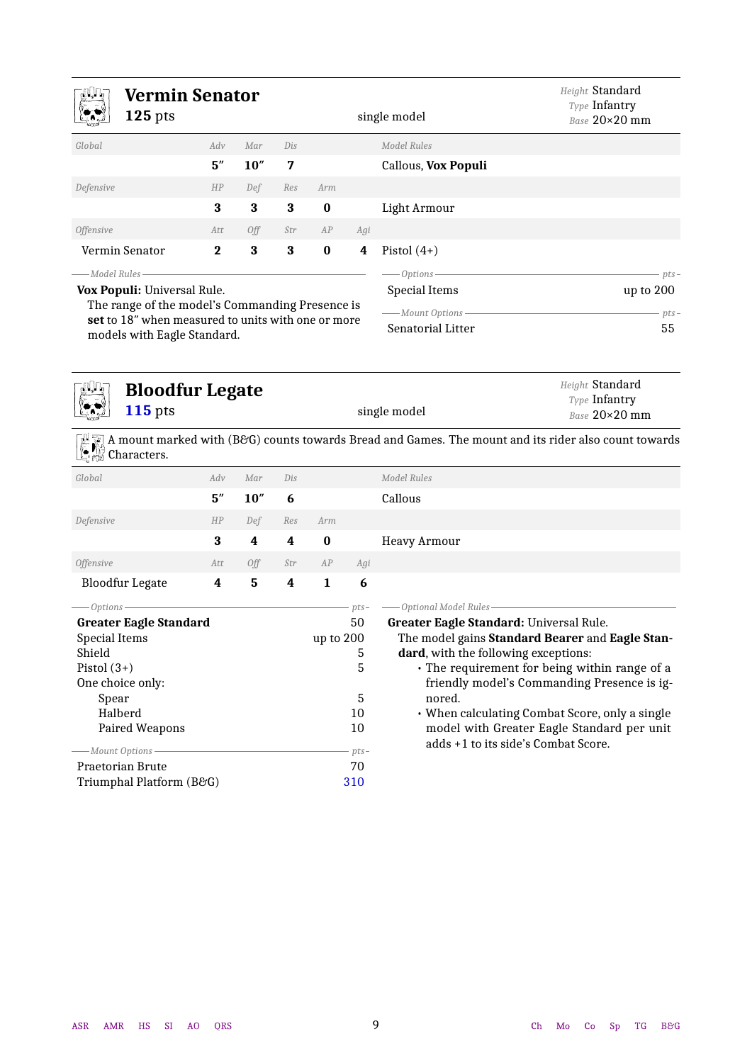## Vermin Senator

**125** pts — single model

*Height* Standard
*Type* Infantry
*Base* 20×20 mm

| *Global* | *Adv* | *Mar* | *Dis* | | | *Model Rules* |
|---|---|---|---|---|---|---|
| | **5″** | **10″** | **7** | | | Callous, **Vox Populi** |
| *Defensive* | *HP* | *Def* | *Res* | *Arm* | | |
| | **3** | **3** | **3** | **0** | | Light Armour |
| *Offensive* | *Att* | *Off* | *Str* | *AP* | *Agi* | |
| Vermin Senator | **2** | **3** | **3** | **0** | **4** | Pistol (4+) |

*Model Rules*

**Vox Populi:** Universal Rule.
The range of the model's Commanding Presence is **set** to 18″ when measured to units with one or more models with Eagle Standard.

| *Options* | *pts* |
|---|---|
| Special Items | up to 200 |

| *Mount Options* | *pts* |
|---|---|
| Senatorial Litter | 55 |

## Bloodfur Legate

**115** pts — single model

*Height* Standard
*Type* Infantry
*Base* 20×20 mm

A mount marked with (B&G) counts towards Bread and Games. The mount and its rider also count towards Characters.

| *Global* | *Adv* | *Mar* | *Dis* | | | *Model Rules* |
|---|---|---|---|---|---|---|
| | **5″** | **10″** | **6** | | | Callous |
| *Defensive* | *HP* | *Def* | *Res* | *Arm* | | |
| | **3** | **4** | **4** | **0** | | Heavy Armour |
| *Offensive* | *Att* | *Off* | *Str* | *AP* | *Agi* | |
| Bloodfur Legate | **4** | **5** | **4** | **1** | **6** | |

| *Options* | *pts* |
|---|---|
| **Greater Eagle Standard** | 50 |
| Special Items | up to 200 |
| Shield | 5 |
| Pistol (3+) | 5 |
| One choice only: | |
| Spear | 5 |
| Halberd | 10 |
| Paired Weapons | 10 |

| *Mount Options* | *pts* |
|---|---|
| Praetorian Brute | 70 |
| Triumphal Platform (B&G) | 310 |

*Optional Model Rules*

**Greater Eagle Standard:** Universal Rule.
The model gains **Standard Bearer** and **Eagle Standard**, with the following exceptions:

- The requirement for being within range of a friendly model's Commanding Presence is ignored.
- When calculating Combat Score, only a single model with Greater Eagle Standard per unit adds +1 to its side's Combat Score.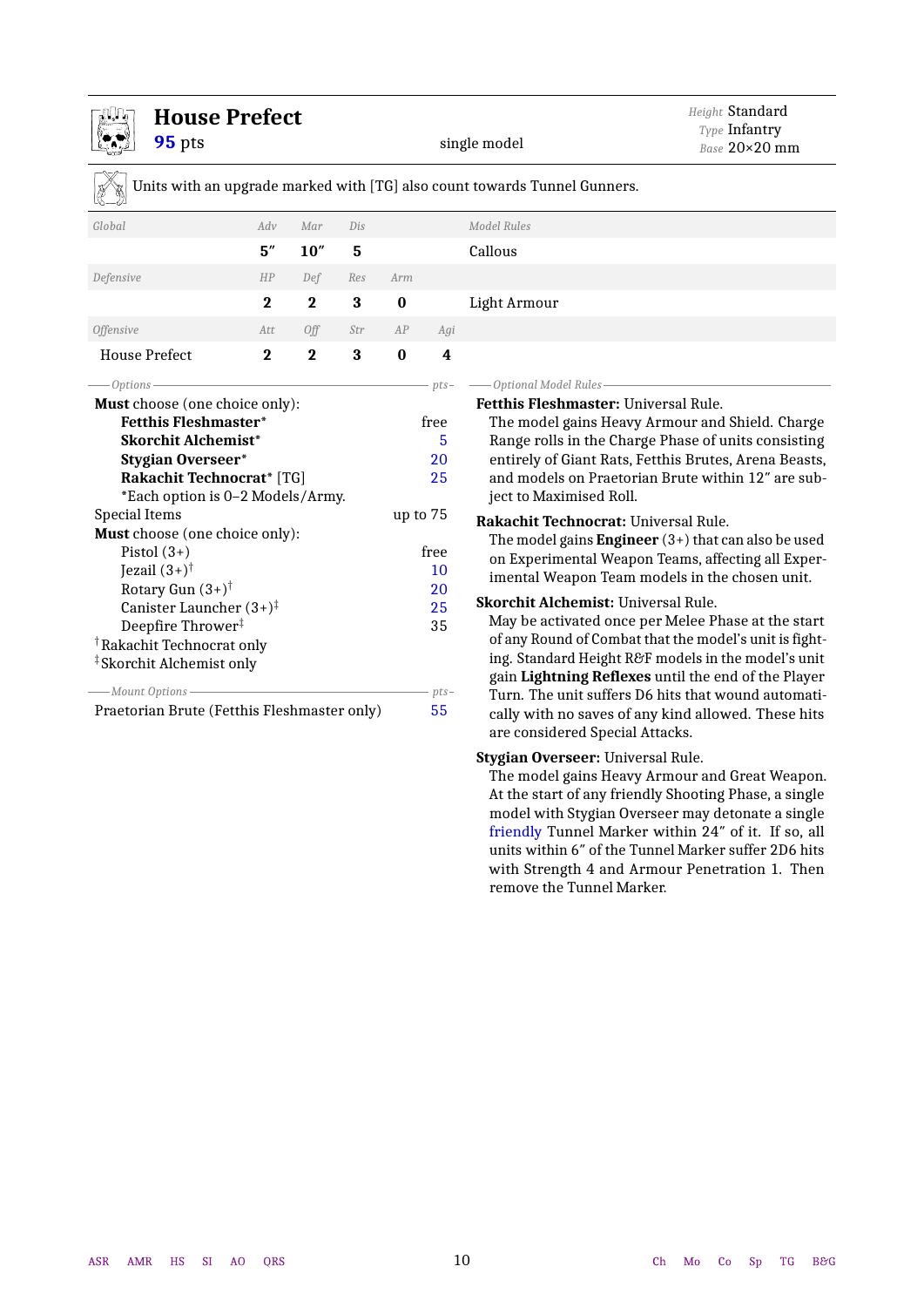## House Prefect

**95** pts

single model

*Height* Standard
*Type* Infantry
*Base* 20×20 mm

Units with an upgrade marked with [TG] also count towards Tunnel Gunners.

| *Global* | *Adv* | *Mar* | *Dis* | | | *Model Rules* |
|---|---|---|---|---|---|---|
| | **5″** | **10″** | **5** | | | Callous |
| *Defensive* | *HP* | *Def* | *Res* | *Arm* | | |
| | **2** | **2** | **3** | **0** | | Light Armour |
| *Offensive* | *Att* | *Off* | *Str* | *AP* | *Agi* | |
| House Prefect | **2** | **2** | **3** | **0** | **4** | |

### Options

| Options | pts |
|---|---|
| **Must** choose (one choice only): | |
| **Fetthis Fleshmaster*** | free |
| **Skorchit Alchemist*** | 5 |
| **Stygian Overseer*** | 20 |
| **Rakachit Technocrat*** [TG] | 25 |
| *Each option is 0–2 Models/Army. | |
| Special Items | up to 75 |
| **Must** choose (one choice only): | |
| Pistol (3+) | free |
| Jezail (3+)† | 10 |
| Rotary Gun (3+)† | 20 |
| Canister Launcher (3+)‡ | 25 |
| Deepfire Thrower‡ | 35 |

† Rakachit Technocrat only
‡ Skorchit Alchemist only

| Mount Options | pts |
|---|---|
| Praetorian Brute (Fetthis Fleshmaster only) | 55 |

### Optional Model Rules

**Fetthis Fleshmaster:** Universal Rule.
The model gains Heavy Armour and Shield. Charge Range rolls in the Charge Phase of units consisting entirely of Giant Rats, Fetthis Brutes, Arena Beasts, and models on Praetorian Brute within 12″ are subject to Maximised Roll.

**Rakachit Technocrat:** Universal Rule.
The model gains **Engineer** (3+) that can also be used on Experimental Weapon Teams, affecting all Experimental Weapon Team models in the chosen unit.

**Skorchit Alchemist:** Universal Rule.
May be activated once per Melee Phase at the start of any Round of Combat that the model's unit is fighting. Standard Height R&F models in the model's unit gain **Lightning Reflexes** until the end of the Player Turn. The unit suffers D6 hits that wound automatically with no saves of any kind allowed. These hits are considered Special Attacks.

**Stygian Overseer:** Universal Rule.
The model gains Heavy Armour and Great Weapon. At the start of any friendly Shooting Phase, a single model with Stygian Overseer may detonate a single friendly Tunnel Marker within 24″ of it. If so, all units within 6″ of the Tunnel Marker suffer 2D6 hits with Strength 4 and Armour Penetration 1. Then remove the Tunnel Marker.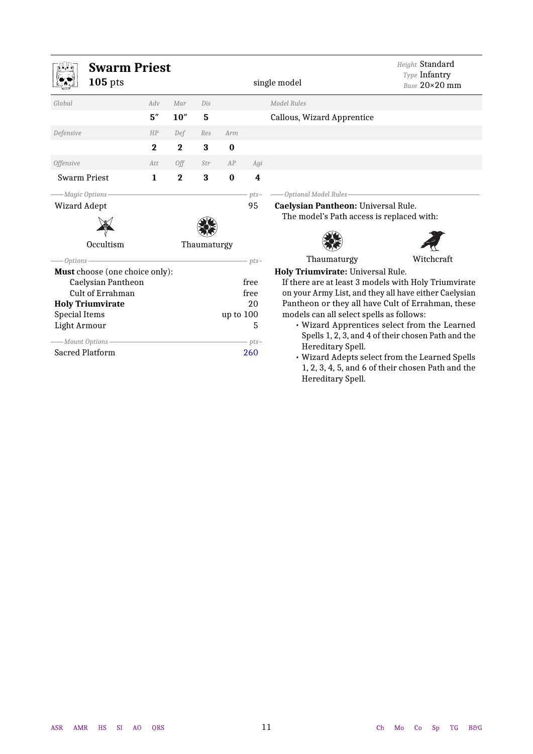## Swarm Priest

**105** pts — single model

*Height* Standard
*Type* Infantry
*Base* 20×20 mm

| *Global* | *Adv* | *Mar* | *Dis* | | | *Model Rules* |
|---|---|---|---|---|---|---|
| | **5″** | **10″** | **5** | | | Callous, Wizard Apprentice |
| *Defensive* | *HP* | *Def* | *Res* | *Arm* | | |
| | **2** | **2** | **3** | **0** | | |
| *Offensive* | *Att* | *Off* | *Str* | *AP* | *Agi* | |
| Swarm Priest | **1** | **2** | **3** | **0** | **4** | |

*Magic Options* — *pts*

Wizard Adept — 95

Occultism, Thaumaturgy

*Options* — *pts*

**Must** choose (one choice only):

- Caelysian Pantheon — free
- Cult of Errahman — free

**Holy Triumvirate** — 20
Special Items — up to 100
Light Armour — 5

*Mount Options* — *pts*

Sacred Platform — 260

*Optional Model Rules*

**Caelysian Pantheon:** Universal Rule.
The model's Path access is replaced with:

Thaumaturgy, Witchcraft

**Holy Triumvirate:** Universal Rule.
If there are at least 3 models with Holy Triumvirate on your Army List, and they all have either Caelysian Pantheon or they all have Cult of Errahman, these models can all select spells as follows:

- Wizard Apprentices select from the Learned Spells 1, 2, 3, and 4 of their chosen Path and the Hereditary Spell.
- Wizard Adepts select from the Learned Spells 1, 2, 3, 4, 5, and 6 of their chosen Path and the Hereditary Spell.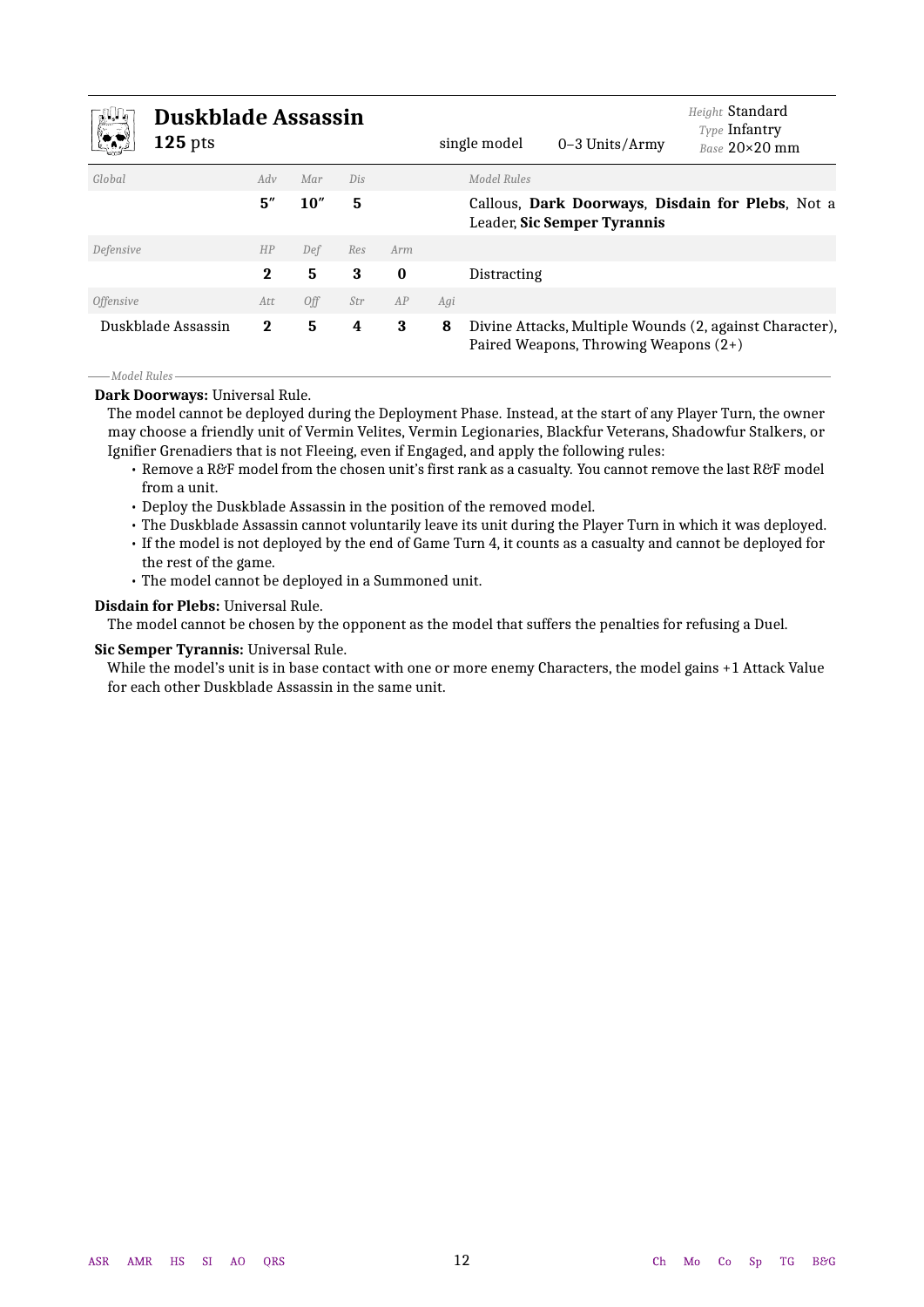## Duskblade Assassin

**125** pts | single model | 0–3 Units/Army | *Height* Standard, *Type* Infantry, *Base* 20×20 mm

| *Global* | *Adv* | *Mar* | *Dis* | | | *Model Rules* |
|---|---|---|---|---|---|---|
| | **5″** | **10″** | **5** | | | Callous, **Dark Doorways**, **Disdain for Plebs**, Not a Leader, **Sic Semper Tyrannis** |
| *Defensive* | *HP* | *Def* | *Res* | *Arm* | | |
| | **2** | **5** | **3** | **0** | | Distracting |
| *Offensive* | *Att* | *Off* | *Str* | *AP* | *Agi* | |
| Duskblade Assassin | **2** | **5** | **4** | **3** | **8** | Divine Attacks, Multiple Wounds (2, against Character), Paired Weapons, Throwing Weapons (2+) |

*Model Rules*

**Dark Doorways:** Universal Rule.
The model cannot be deployed during the Deployment Phase. Instead, at the start of any Player Turn, the owner may choose a friendly unit of Vermin Velites, Vermin Legionaries, Blackfur Veterans, Shadowfur Stalkers, or Ignifier Grenadiers that is not Fleeing, even if Engaged, and apply the following rules:

- Remove a R&F model from the chosen unit's first rank as a casualty. You cannot remove the last R&F model from a unit.
- Deploy the Duskblade Assassin in the position of the removed model.
- The Duskblade Assassin cannot voluntarily leave its unit during the Player Turn in which it was deployed.
- If the model is not deployed by the end of Game Turn 4, it counts as a casualty and cannot be deployed for the rest of the game.
- The model cannot be deployed in a Summoned unit.

**Disdain for Plebs:** Universal Rule.
The model cannot be chosen by the opponent as the model that suffers the penalties for refusing a Duel.

**Sic Semper Tyrannis:** Universal Rule.
While the model's unit is in base contact with one or more enemy Characters, the model gains +1 Attack Value for each other Duskblade Assassin in the same unit.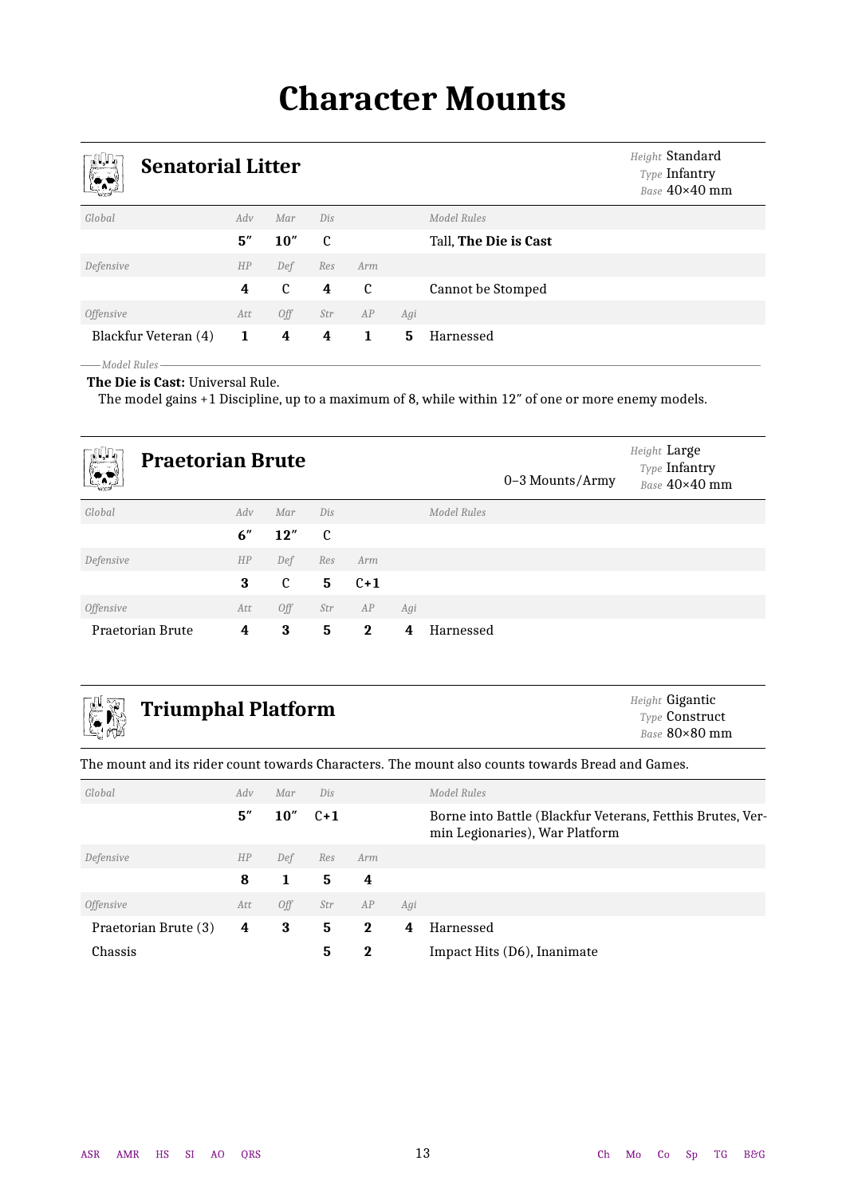# Character Mounts

## Senatorial Litter

*Height* Standard
*Type* Infantry
*Base* 40×40 mm

| Global | Adv | Mar | Dis | | | Model Rules |
|---|---|---|---|---|---|---|
| | **5″** | **10″** | C | | | Tall, **The Die is Cast** |
| *Defensive* | *HP* | *Def* | *Res* | *Arm* | | |
| | **4** | C | **4** | C | | Cannot be Stomped |
| *Offensive* | *Att* | *Off* | *Str* | *AP* | *Agi* | |
| Blackfur Veteran (4) | **1** | **4** | **4** | **1** | **5** | Harnessed |

*Model Rules*

**The Die is Cast:** Universal Rule.
The model gains +1 Discipline, up to a maximum of 8, while within 12″ of one or more enemy models.

## Praetorian Brute

0–3 Mounts/Army

*Height* Large
*Type* Infantry
*Base* 40×40 mm

| Global | Adv | Mar | Dis | | | Model Rules |
|---|---|---|---|---|---|---|
| | **6″** | **12″** | C | | | |
| *Defensive* | *HP* | *Def* | *Res* | *Arm* | | |
| | **3** | C | **5** | **C+1** | | |
| *Offensive* | *Att* | *Off* | *Str* | *AP* | *Agi* | |
| Praetorian Brute | **4** | **3** | **5** | **2** | **4** | Harnessed |

## Triumphal Platform

*Height* Gigantic
*Type* Construct
*Base* 80×80 mm

The mount and its rider count towards Characters. The mount also counts towards Bread and Games.

| Global | Adv | Mar | Dis | | | Model Rules |
|---|---|---|---|---|---|---|
| | **5″** | **10″** | **C+1** | | | Borne into Battle (Blackfur Veterans, Fetthis Brutes, Vermin Legionaries), War Platform |
| *Defensive* | *HP* | *Def* | *Res* | *Arm* | | |
| | **8** | **1** | **5** | **4** | | |
| *Offensive* | *Att* | *Off* | *Str* | *AP* | *Agi* | |
| Praetorian Brute (3) | **4** | **3** | **5** | **2** | **4** | Harnessed |
| Chassis | | | **5** | **2** | | Impact Hits (D6), Inanimate |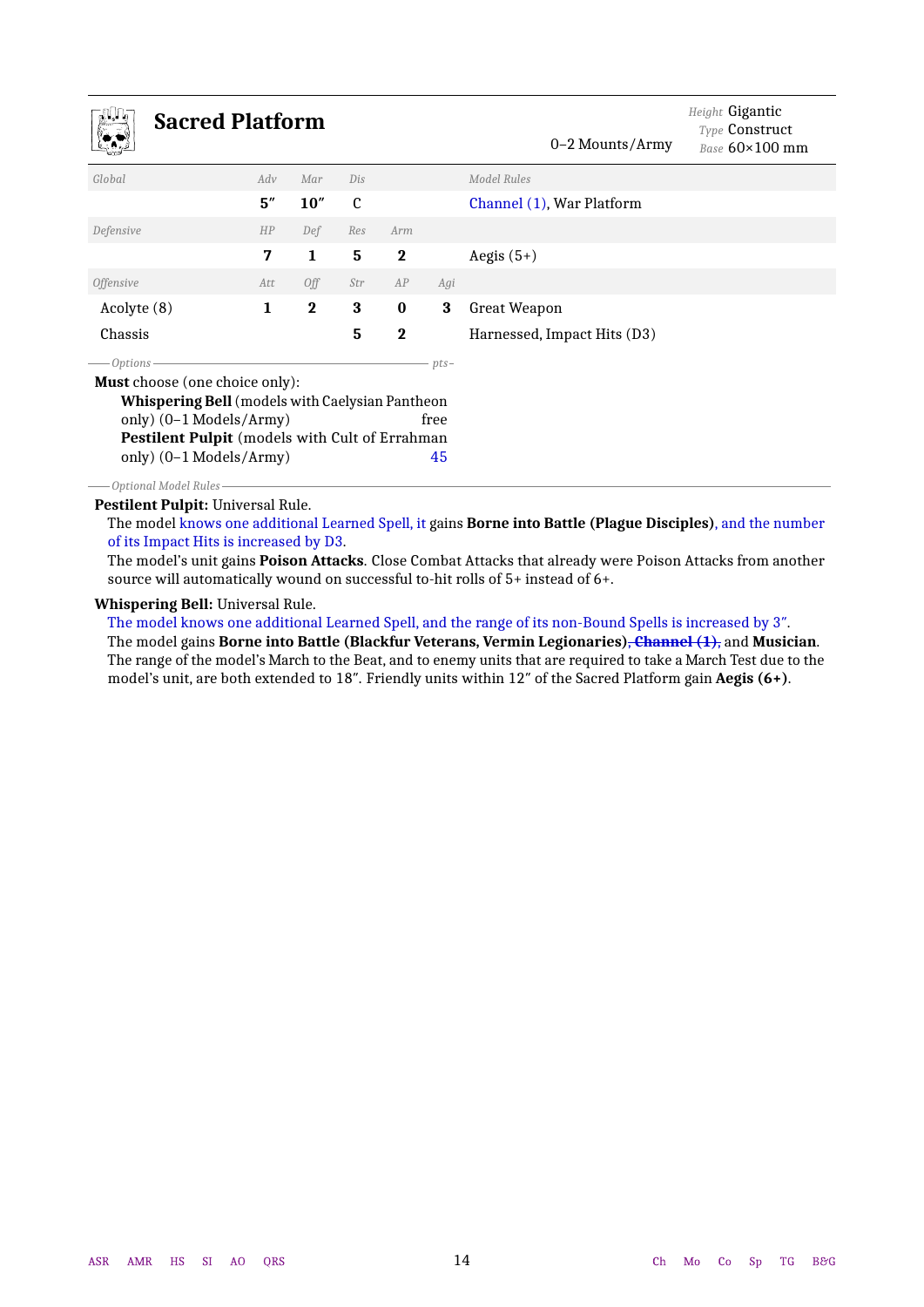## Sacred Platform

0–2 Mounts/Army

*Height* Gigantic
*Type* Construct
*Base* 60×100 mm

| Global | Adv | Mar | Dis | | | Model Rules |
|---|---|---|---|---|---|---|
| | **5″** | **10″** | C | | | Channel (1), War Platform |
| *Defensive* | *HP* | *Def* | *Res* | *Arm* | | |
| | **7** | **1** | **5** | **2** | | Aegis (5+) |
| *Offensive* | *Att* | *Off* | *Str* | *AP* | *Agi* | |
| Acolyte (8) | **1** | **2** | **3** | **0** | **3** | Great Weapon |
| Chassis | | | **5** | **2** | | Harnessed, Impact Hits (D3) |

*Options* — *pts*

**Must** choose (one choice only):

- **Whispering Bell** (models with Caelysian Pantheon only) (0–1 Models/Army) — free
- **Pestilent Pulpit** (models with Cult of Errahman only) (0–1 Models/Army) — 45

*Optional Model Rules*

**Pestilent Pulpit:** Universal Rule.
The model knows one additional Learned Spell, it gains **Borne into Battle (Plague Disciples)**, and the number of its Impact Hits is increased by D3.
The model's unit gains **Poison Attacks**. Close Combat Attacks that already were Poison Attacks from another source will automatically wound on successful to-hit rolls of 5+ instead of 6+.

**Whispering Bell:** Universal Rule.
The model knows one additional Learned Spell, and the range of its non-Bound Spells is increased by 3″.
The model gains **Borne into Battle (Blackfur Veterans, Vermin Legionaries)**~~, **Channel (1)**,~~ and **Musician**.
The range of the model's March to the Beat, and to enemy units that are required to take a March Test due to the model's unit, are both extended to 18″. Friendly units within 12″ of the Sacred Platform gain **Aegis (6+)**.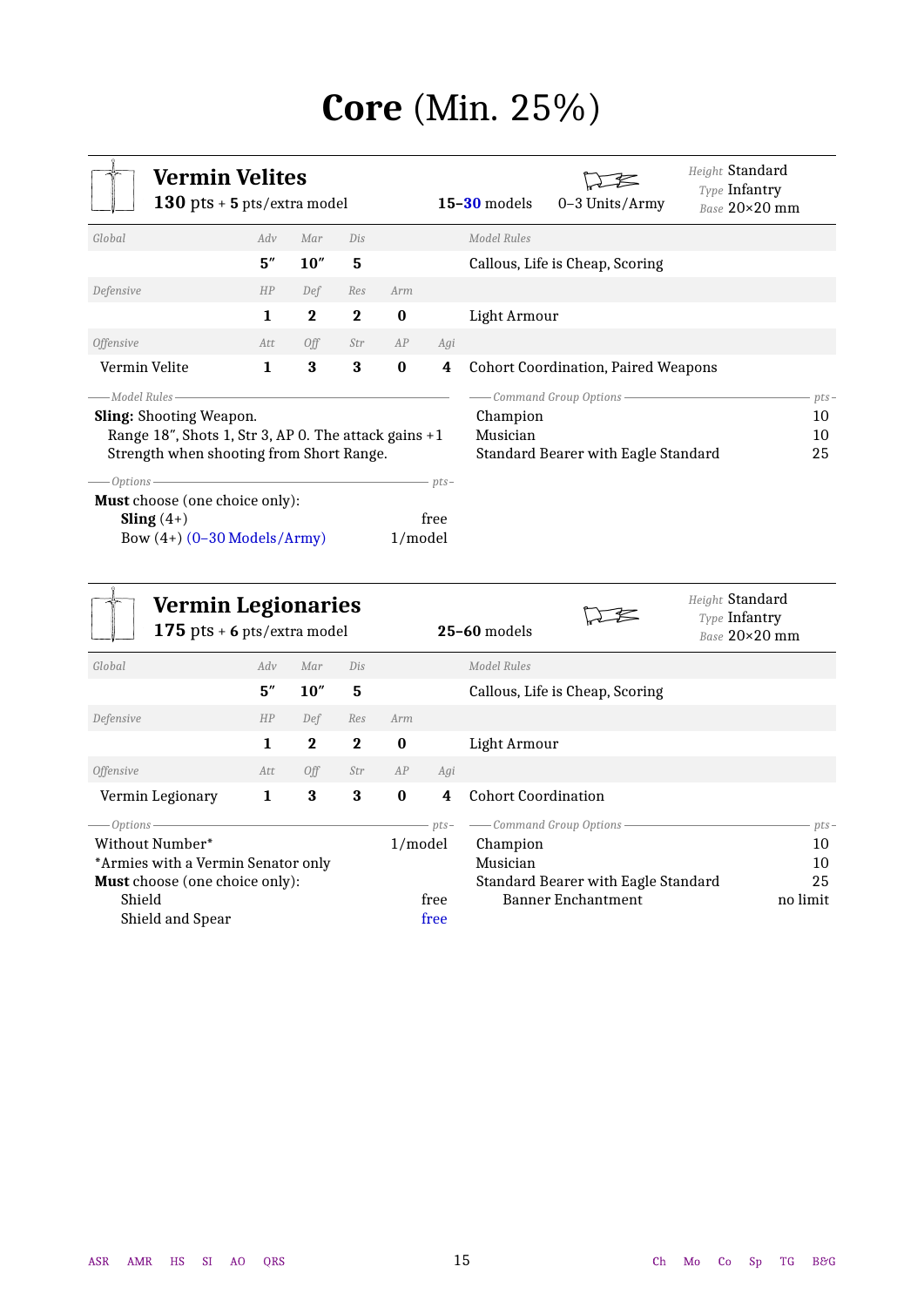# Core (Min. 25%)

## Vermin Velites

**130** pts + **5** pts/extra model — **15–30** models — 0–3 Units/Army

*Height* Standard
*Type* Infantry
*Base* 20×20 mm

| *Global* | *Adv* | *Mar* | *Dis* | | | *Model Rules* |
|---|---|---|---|---|---|---|
| | **5″** | **10″** | **5** | | | Callous, Life is Cheap, Scoring |
| *Defensive* | *HP* | *Def* | *Res* | *Arm* | | |
| | **1** | **2** | **2** | **0** | | Light Armour |
| *Offensive* | *Att* | *Off* | *Str* | *AP* | *Agi* | |
| Vermin Velite | **1** | **3** | **3** | **0** | **4** | Cohort Coordination, Paired Weapons |

*Model Rules*

**Sling:** Shooting Weapon.
Range 18″, Shots 1, Str 3, AP 0. The attack gains +1 Strength when shooting from Short Range.

| *Options* | *pts* |
|---|---|
| **Must** choose (one choice only): | |
| **Sling** (4+) | free |
| Bow (4+) (0–30 Models/Army) | 1/model |

| *Command Group Options* | *pts* |
|---|---|
| Champion | 10 |
| Musician | 10 |
| Standard Bearer with Eagle Standard | 25 |

## Vermin Legionaries

**175** pts + **6** pts/extra model — **25–60** models

*Height* Standard
*Type* Infantry
*Base* 20×20 mm

| *Global* | *Adv* | *Mar* | *Dis* | | | *Model Rules* |
|---|---|---|---|---|---|---|
| | **5″** | **10″** | **5** | | | Callous, Life is Cheap, Scoring |
| *Defensive* | *HP* | *Def* | *Res* | *Arm* | | |
| | **1** | **2** | **2** | **0** | | Light Armour |
| *Offensive* | *Att* | *Off* | *Str* | *AP* | *Agi* | |
| Vermin Legionary | **1** | **3** | **3** | **0** | **4** | Cohort Coordination |

| *Options* | *pts* |
|---|---|
| Without Number* | 1/model |
| *Armies with a Vermin Senator only | |
| **Must** choose (one choice only): | |
| Shield | free |
| Shield and Spear | free |

| *Command Group Options* | *pts* |
|---|---|
| Champion | 10 |
| Musician | 10 |
| Standard Bearer with Eagle Standard | 25 |
| Banner Enchantment | no limit |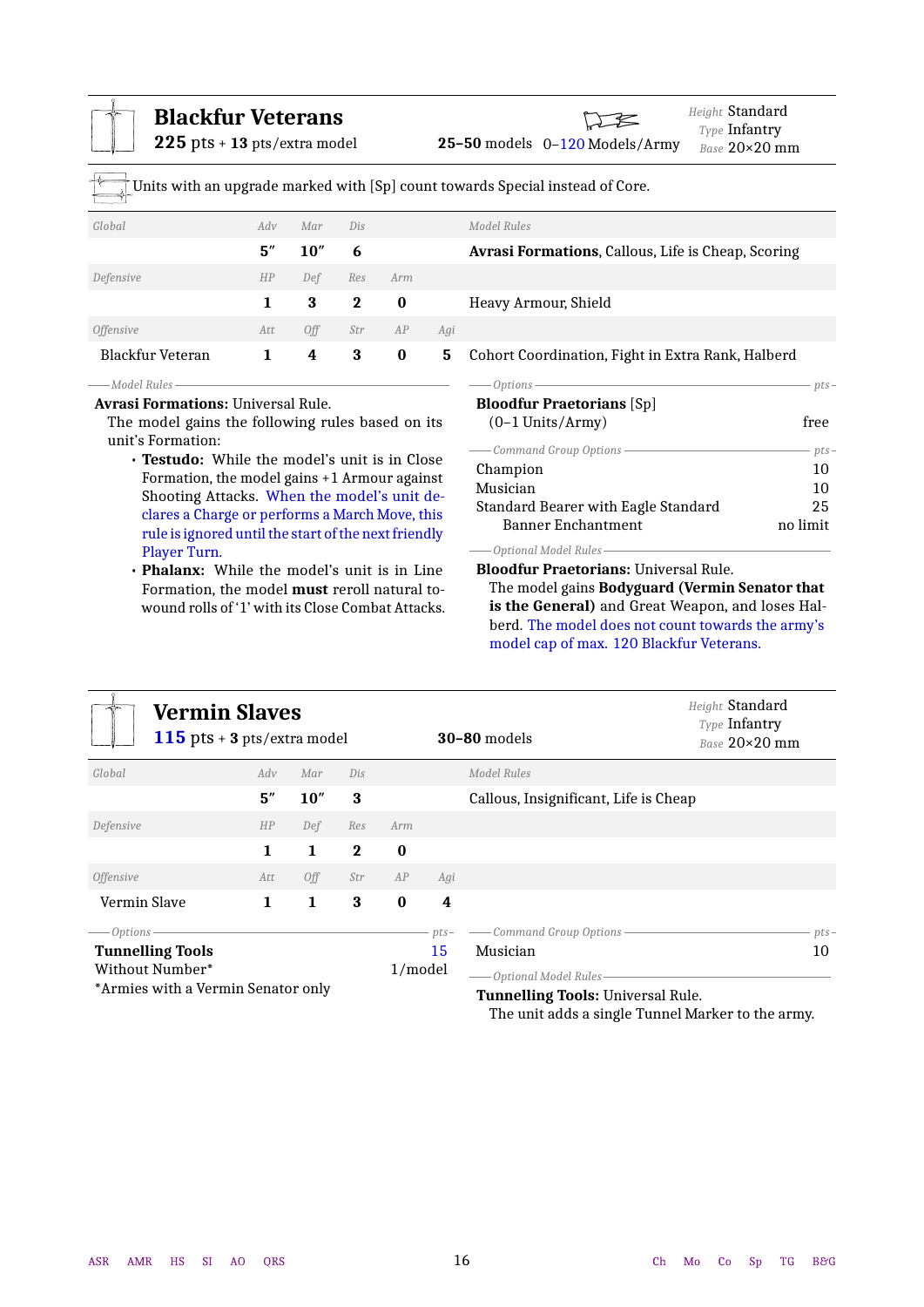## Blackfur Veterans

**225** pts + **13** pts/extra model | **25–50** models | 0–120 Models/Army | Height Standard | Type Infantry | Base 20×20 mm

Units with an upgrade marked with [Sp] count towards Special instead of Core.

| Global | Adv | Mar | Dis | | | Model Rules |
|---|---|---|---|---|---|---|
| | **5″** | **10″** | **6** | | | **Avrasi Formations**, Callous, Life is Cheap, Scoring |
| *Defensive* | *HP* | *Def* | *Res* | *Arm* | | |
| | **1** | **3** | **2** | **0** | | Heavy Armour, Shield |
| *Offensive* | *Att* | *Off* | *Str* | *AP* | *Agi* | |
| Blackfur Veteran | **1** | **4** | **3** | **0** | **5** | Cohort Coordination, Fight in Extra Rank, Halberd |

*Model Rules*

**Avrasi Formations:** Universal Rule.
The model gains the following rules based on its unit's Formation:

- **Testudo:** While the model's unit is in Close Formation, the model gains +1 Armour against Shooting Attacks. When the model's unit declares a Charge or performs a March Move, this rule is ignored until the start of the next friendly Player Turn.
- **Phalanx:** While the model's unit is in Line Formation, the model **must** reroll natural to-wound rolls of '1' with its Close Combat Attacks.

| Options | pts |
|---|---|
| **Bloodfur Praetorians** [Sp] (0–1 Units/Army) | free |

| Command Group Options | pts |
|---|---|
| Champion | 10 |
| Musician | 10 |
| Standard Bearer with Eagle Standard | 25 |
| Banner Enchantment | no limit |

*Optional Model Rules*

**Bloodfur Praetorians:** Universal Rule.
The model gains **Bodyguard (Vermin Senator that is the General)** and Great Weapon, and loses Halberd. The model does not count towards the army's model cap of max. 120 Blackfur Veterans.

## Vermin Slaves

**115** pts + **3** pts/extra model | **30–80** models | Height Standard | Type Infantry | Base 20×20 mm

| Global | Adv | Mar | Dis | | | Model Rules |
|---|---|---|---|---|---|---|
| | **5″** | **10″** | **3** | | | Callous, Insignificant, Life is Cheap |
| *Defensive* | *HP* | *Def* | *Res* | *Arm* | | |
| | **1** | **1** | **2** | **0** | | |
| *Offensive* | *Att* | *Off* | *Str* | *AP* | *Agi* | |
| Vermin Slave | **1** | **1** | **3** | **0** | **4** | |

| Options | pts |
|---|---|
| **Tunnelling Tools** | 15 |
| Without Number* | 1/model |

*Armies with a Vermin Senator only

| Command Group Options | pts |
|---|---|
| Musician | 10 |

*Optional Model Rules*

**Tunnelling Tools:** Universal Rule.
The unit adds a single Tunnel Marker to the army.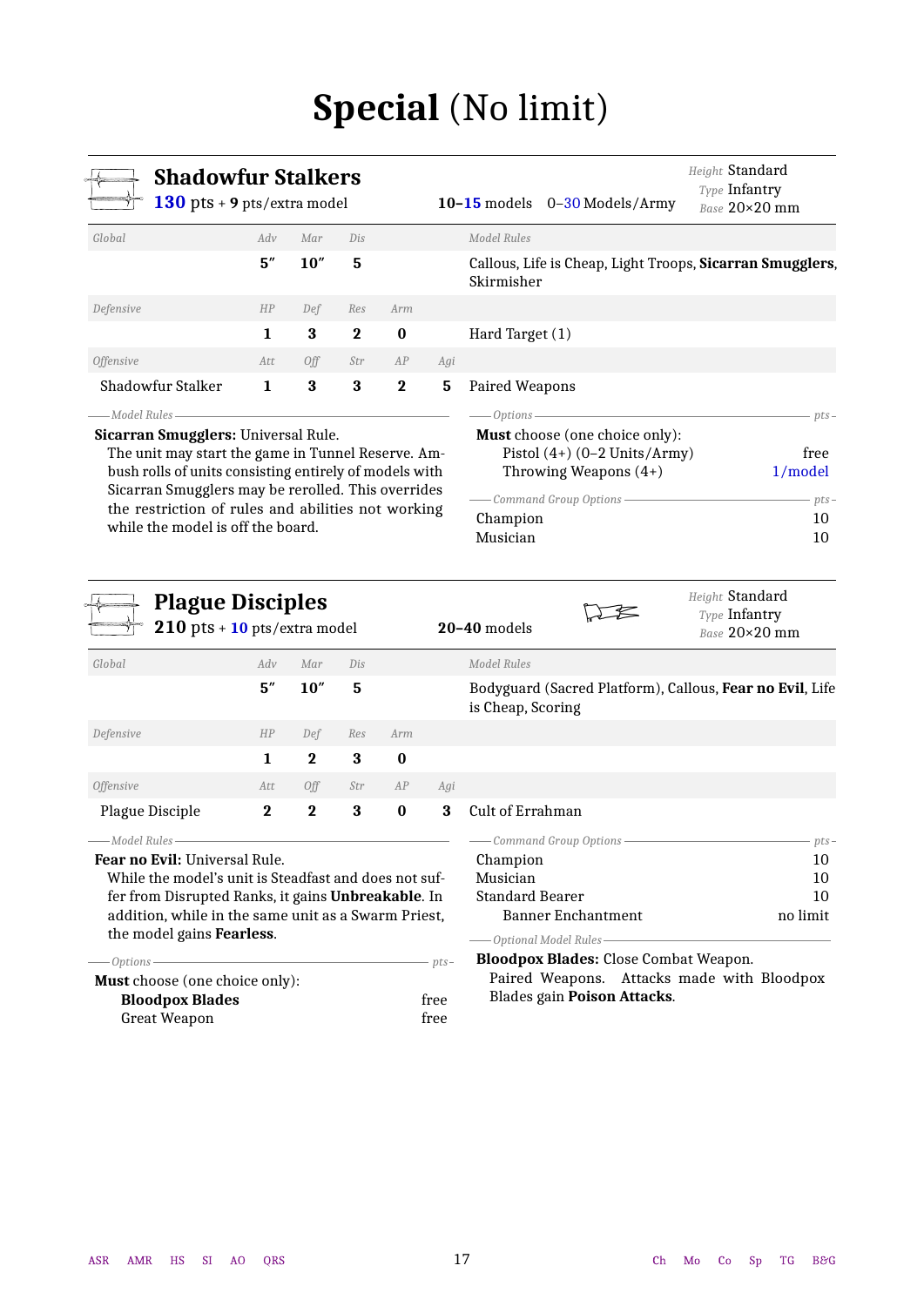# Special (No limit)

## Shadowfur Stalkers

**130** pts + **9** pts/extra model — **10–15** models — 0–30 Models/Army

*Height* Standard
*Type* Infantry
*Base* 20×20 mm

| *Global* | *Adv* | *Mar* | *Dis* | | | *Model Rules* |
|---|---|---|---|---|---|---|
| | **5″** | **10″** | **5** | | | Callous, Life is Cheap, Light Troops, **Sicarran Smugglers**, Skirmisher |
| *Defensive* | *HP* | *Def* | *Res* | *Arm* | | |
| | **1** | **3** | **2** | **0** | | Hard Target (1) |
| *Offensive* | *Att* | *Off* | *Str* | *AP* | *Agi* | |
| Shadowfur Stalker | **1** | **3** | **3** | **2** | **5** | Paired Weapons |

*Model Rules*

**Sicarran Smugglers:** Universal Rule.
The unit may start the game in Tunnel Reserve. Ambush rolls of units consisting entirely of models with Sicarran Smugglers may be rerolled. This overrides the restriction of rules and abilities not working while the model is off the board.

*Options*

| | pts |
|---|---|
| **Must** choose (one choice only): | |
| Pistol (4+) (0–2 Units/Army) | free |
| Throwing Weapons (4+) | 1/model |

*Command Group Options*

| | pts |
|---|---|
| Champion | 10 |
| Musician | 10 |

## Plague Disciples

**210** pts + **10** pts/extra model — **20–40** models

*Height* Standard
*Type* Infantry
*Base* 20×20 mm

| *Global* | *Adv* | *Mar* | *Dis* | | | *Model Rules* |
|---|---|---|---|---|---|---|
| | **5″** | **10″** | **5** | | | Bodyguard (Sacred Platform), Callous, **Fear no Evil**, Life is Cheap, Scoring |
| *Defensive* | *HP* | *Def* | *Res* | *Arm* | | |
| | **1** | **2** | **3** | **0** | | |
| *Offensive* | *Att* | *Off* | *Str* | *AP* | *Agi* | |
| Plague Disciple | **2** | **2** | **3** | **0** | **3** | Cult of Errahman |

*Model Rules*

**Fear no Evil:** Universal Rule.
While the model's unit is Steadfast and does not suffer from Disrupted Ranks, it gains **Unbreakable**. In addition, while in the same unit as a Swarm Priest, the model gains **Fearless**.

*Options*

| | pts |
|---|---|
| **Must** choose (one choice only): | |
| **Bloodpox Blades** | free |
| Great Weapon | free |

*Command Group Options*

| | pts |
|---|---|
| Champion | 10 |
| Musician | 10 |
| Standard Bearer | 10 |
| Banner Enchantment | no limit |

*Optional Model Rules*

**Bloodpox Blades:** Close Combat Weapon.
Paired Weapons. Attacks made with Bloodpox Blades gain **Poison Attacks**.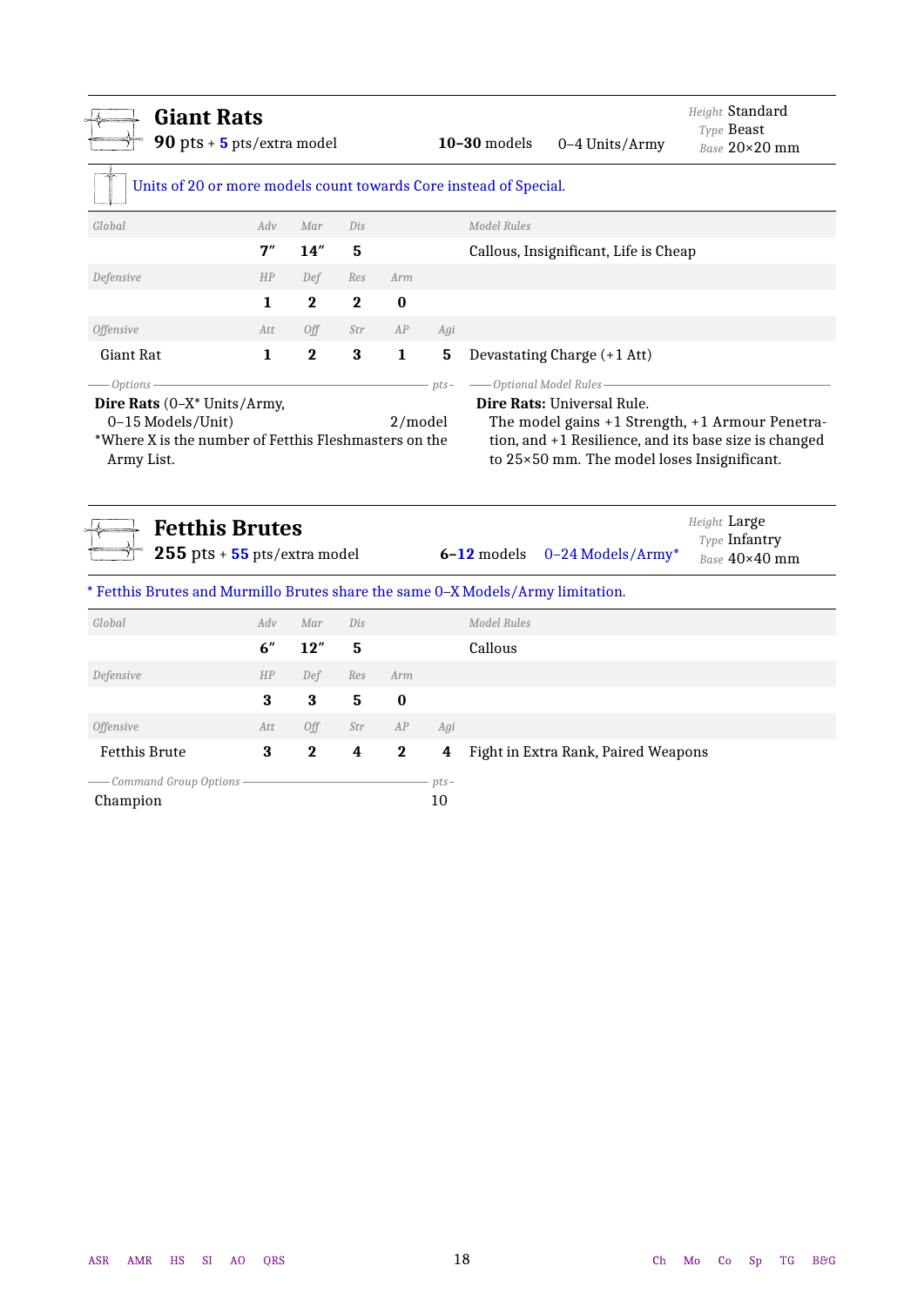## Giant Rats

**90** pts + **5** pts/extra model | **10–30** models | 0–4 Units/Army

*Height* Standard
*Type* Beast
*Base* 20×20 mm

Units of 20 or more models count towards Core instead of Special.

| *Global* | *Adv* | *Mar* | *Dis* | | | *Model Rules* |
|---|---|---|---|---|---|---|
| | **7″** | **14″** | **5** | | | Callous, Insignificant, Life is Cheap |
| *Defensive* | *HP* | *Def* | *Res* | *Arm* | | |
| | **1** | **2** | **2** | **0** | | |
| *Offensive* | *Att* | *Off* | *Str* | *AP* | *Agi* | |
| Giant Rat | **1** | **2** | **3** | **1** | **5** | Devastating Charge (+1 Att) |

*Options* — *pts*

**Dire Rats** (0–X* Units/Army, 0–15 Models/Unit) — 2/model

*Where X is the number of Fetthis Fleshmasters on the Army List.

*Optional Model Rules*

**Dire Rats:** Universal Rule.
The model gains +1 Strength, +1 Armour Penetration, and +1 Resilience, and its base size is changed to 25×50 mm. The model loses Insignificant.

## Fetthis Brutes

**255** pts + **55** pts/extra model | **6–12** models | 0–24 Models/Army*

*Height* Large
*Type* Infantry
*Base* 40×40 mm

\* Fetthis Brutes and Murmillo Brutes share the same 0–X Models/Army limitation.

| *Global* | *Adv* | *Mar* | *Dis* | | | *Model Rules* |
|---|---|---|---|---|---|---|
| | **6″** | **12″** | **5** | | | Callous |
| *Defensive* | *HP* | *Def* | *Res* | *Arm* | | |
| | **3** | **3** | **5** | **0** | | |
| *Offensive* | *Att* | *Off* | *Str* | *AP* | *Agi* | |
| Fetthis Brute | **3** | **2** | **4** | **2** | **4** | Fight in Extra Rank, Paired Weapons |

*Command Group Options* — *pts*

Champion — 10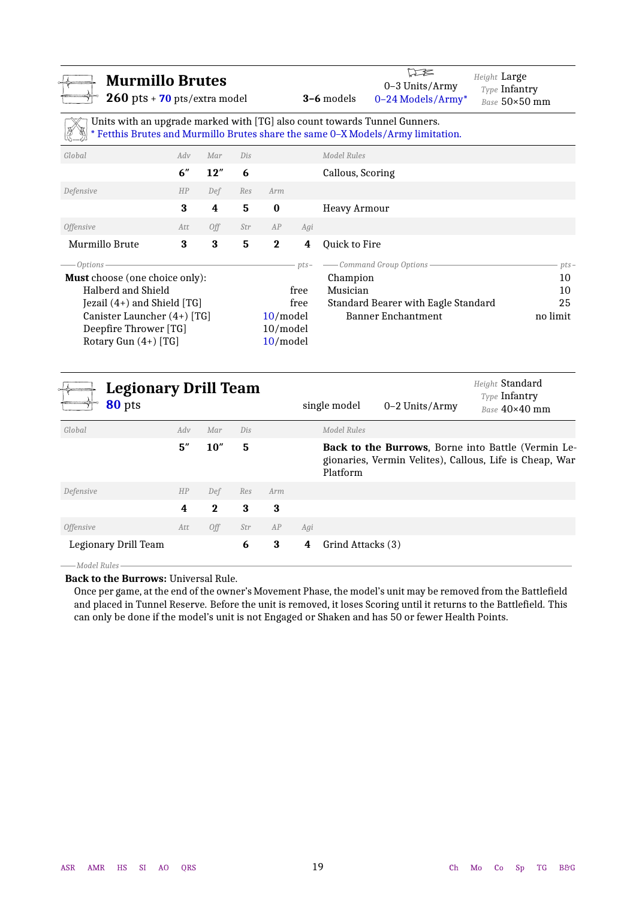## Murmillo Brutes

**260** pts + **70** pts/extra model — **3–6** models — 0–3 Units/Army — 0–24 Models/Army* — *Height* Large, *Type* Infantry, *Base* 50×50 mm

Units with an upgrade marked with [TG] also count towards Tunnel Gunners.
* Fetthis Brutes and Murmillo Brutes share the same 0–X Models/Army limitation.

| *Global* | *Adv* | *Mar* | *Dis* | | | *Model Rules* |
|---|---|---|---|---|---|---|
| | **6″** | **12″** | **6** | | | Callous, Scoring |
| *Defensive* | *HP* | *Def* | *Res* | *Arm* | | |
| | **3** | **4** | **5** | **0** | | Heavy Armour |
| *Offensive* | *Att* | *Off* | *Str* | *AP* | *Agi* | |
| Murmillo Brute | **3** | **3** | **5** | **2** | **4** | Quick to Fire |

| Options | pts |
|---|---|
| **Must** choose (one choice only): | |
| Halberd and Shield | free |
| Jezail (4+) and Shield [TG] | free |
| Canister Launcher (4+) [TG] | 10/model |
| Deepfire Thrower [TG] | 10/model |
| Rotary Gun (4+) [TG] | 10/model |

| Command Group Options | pts |
|---|---|
| Champion | 10 |
| Musician | 10 |
| Standard Bearer with Eagle Standard | 25 |
| Banner Enchantment | no limit |

## Legionary Drill Team

**80** pts — single model — 0–2 Units/Army — *Height* Standard, *Type* Infantry, *Base* 40×40 mm

| *Global* | *Adv* | *Mar* | *Dis* | | | *Model Rules* |
|---|---|---|---|---|---|---|
| | **5″** | **10″** | **5** | | | **Back to the Burrows**, Borne into Battle (Vermin Legionaries, Vermin Velites), Callous, Life is Cheap, War Platform |
| *Defensive* | *HP* | *Def* | *Res* | *Arm* | | |
| | **4** | **2** | **3** | **3** | | |
| *Offensive* | *Att* | *Off* | *Str* | *AP* | *Agi* | |
| Legionary Drill Team | | | **6** | **3** | **4** | Grind Attacks (3) |

*Model Rules*

**Back to the Burrows:** Universal Rule.
Once per game, at the end of the owner's Movement Phase, the model's unit may be removed from the Battlefield and placed in Tunnel Reserve. Before the unit is removed, it loses Scoring until it returns to the Battlefield. This can only be done if the model's unit is not Engaged or Shaken and has 50 or fewer Health Points.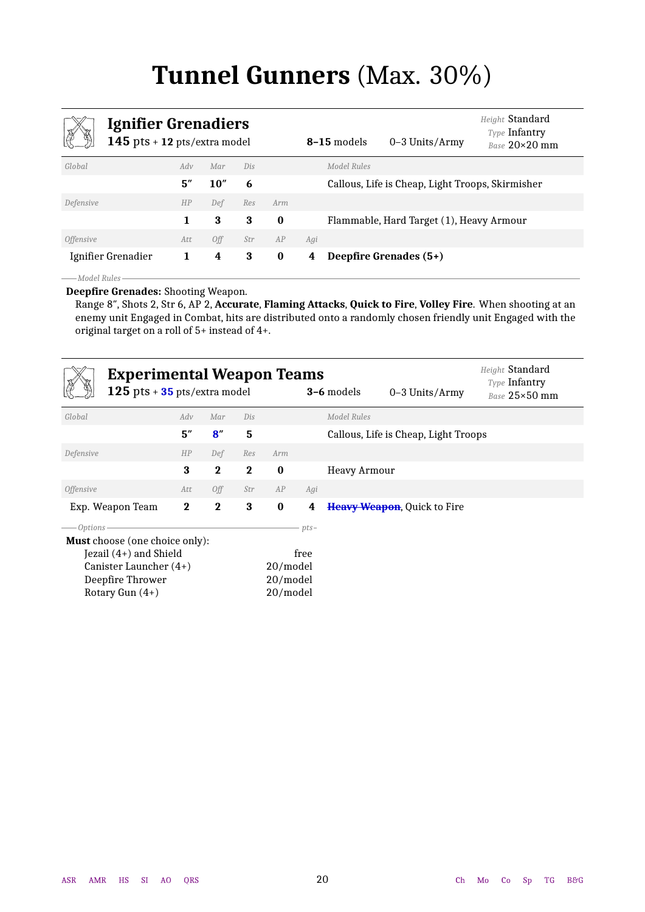# Tunnel Gunners (Max. 30%)

## Ignifier Grenadiers

**145** pts + **12** pts/extra model | **8–15** models | 0–3 Units/Army | *Height* Standard, *Type* Infantry, *Base* 20×20 mm

| *Global* | *Adv* | *Mar* | *Dis* | | | *Model Rules* |
|---|---|---|---|---|---|---|
| | **5″** | **10″** | **6** | | | Callous, Life is Cheap, Light Troops, Skirmisher |
| *Defensive* | *HP* | *Def* | *Res* | *Arm* | | |
| | **1** | **3** | **3** | **0** | | Flammable, Hard Target (1), Heavy Armour |
| *Offensive* | *Att* | *Off* | *Str* | *AP* | *Agi* | |
| Ignifier Grenadier | **1** | **4** | **3** | **0** | **4** | **Deepfire Grenades (5+)** |

*Model Rules*

**Deepfire Grenades:** Shooting Weapon.
Range 8″, Shots 2, Str 6, AP 2, **Accurate**, **Flaming Attacks**, **Quick to Fire**, **Volley Fire**. When shooting at an enemy unit Engaged in Combat, hits are distributed onto a randomly chosen friendly unit Engaged with the original target on a roll of 5+ instead of 4+.

## Experimental Weapon Teams

**125** pts + **35** pts/extra model | **3–6** models | 0–3 Units/Army | *Height* Standard, *Type* Infantry, *Base* 25×50 mm

| *Global* | *Adv* | *Mar* | *Dis* | | | *Model Rules* |
|---|---|---|---|---|---|---|
| | **5″** | **8″** | **5** | | | Callous, Life is Cheap, Light Troops |
| *Defensive* | *HP* | *Def* | *Res* | *Arm* | | |
| | **3** | **2** | **2** | **0** | | Heavy Armour |
| *Offensive* | *Att* | *Off* | *Str* | *AP* | *Agi* | |
| Exp. Weapon Team | **2** | **2** | **3** | **0** | **4** | ~~**Heavy Weapon**~~, Quick to Fire |

| *Options* | *pts* |
|---|---|
| **Must** choose (one choice only): | |
| Jezail (4+) and Shield | free |
| Canister Launcher (4+) | 20/model |
| Deepfire Thrower | 20/model |
| Rotary Gun (4+) | 20/model |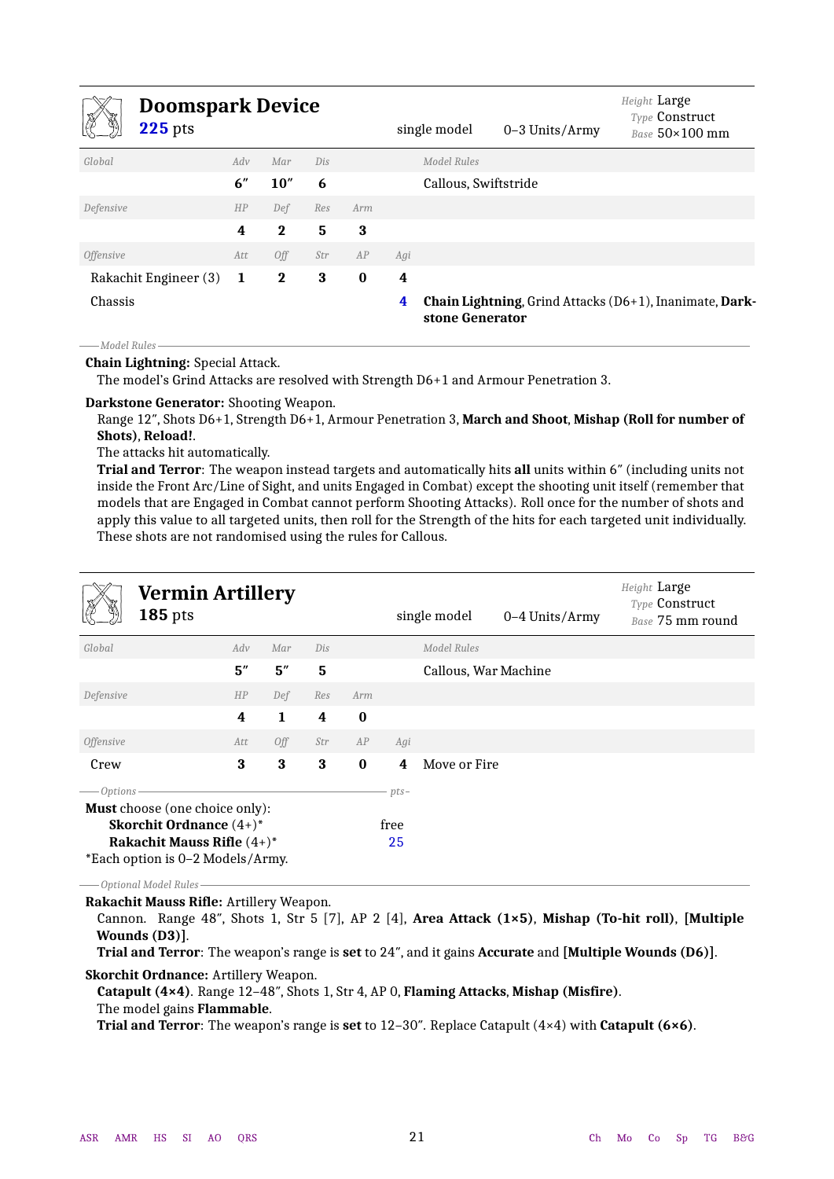## Doomspark Device

**225** pts

single model | 0–3 Units/Army

*Height* Large
*Type* Construct
*Base* 50×100 mm

| *Global* | *Adv* | *Mar* | *Dis* | | | *Model Rules* |
|---|---|---|---|---|---|---|
| | **6″** | **10″** | **6** | | | Callous, Swiftstride |
| *Defensive* | *HP* | *Def* | *Res* | *Arm* | | |
| | **4** | **2** | **5** | **3** | | |
| *Offensive* | *Att* | *Off* | *Str* | *AP* | *Agi* | |
| Rakachit Engineer (3) | **1** | **2** | **3** | **0** | **4** | |
| Chassis | | | | | **4** | **Chain Lightning**, Grind Attacks (D6+1), Inanimate, **Darkstone Generator** |

*Model Rules*

**Chain Lightning:** Special Attack.
The model's Grind Attacks are resolved with Strength D6+1 and Armour Penetration 3.

**Darkstone Generator:** Shooting Weapon.
Range 12″, Shots D6+1, Strength D6+1, Armour Penetration 3, **March and Shoot**, **Mishap (Roll for number of Shots)**, **Reload!**.
The attacks hit automatically.
**Trial and Terror**: The weapon instead targets and automatically hits **all** units within 6″ (including units not inside the Front Arc/Line of Sight, and units Engaged in Combat) except the shooting unit itself (remember that models that are Engaged in Combat cannot perform Shooting Attacks). Roll once for the number of shots and apply this value to all targeted units, then roll for the Strength of the hits for each targeted unit individually. These shots are not randomised using the rules for Callous.

## Vermin Artillery

**185** pts

single model | 0–4 Units/Army

*Height* Large
*Type* Construct
*Base* 75 mm round

| *Global* | *Adv* | *Mar* | *Dis* | | | *Model Rules* |
|---|---|---|---|---|---|---|
| | **5″** | **5″** | **5** | | | Callous, War Machine |
| *Defensive* | *HP* | *Def* | *Res* | *Arm* | | |
| | **4** | **1** | **4** | **0** | | |
| *Offensive* | *Att* | *Off* | *Str* | *AP* | *Agi* | |
| Crew | **3** | **3** | **3** | **0** | **4** | Move or Fire |

| *Options* | *pts* |
|---|---|
| **Must** choose (one choice only): | |
| **Skorchit Ordnance** (4+)* | free |
| **Rakachit Mauss Rifle** (4+)* | 25 |

*Each option is 0–2 Models/Army.

*Optional Model Rules*

**Rakachit Mauss Rifle:** Artillery Weapon.
Cannon. Range 48″, Shots 1, Str 5 [7], AP 2 [4], **Area Attack (1×5)**, **Mishap (To-hit roll)**, **[Multiple Wounds (D3)]**.
**Trial and Terror**: The weapon's range is **set** to 24″, and it gains **Accurate** and **[Multiple Wounds (D6)]**.

**Skorchit Ordnance:** Artillery Weapon.
**Catapult (4×4)**. Range 12–48″, Shots 1, Str 4, AP 0, **Flaming Attacks**, **Mishap (Misfire)**.
The model gains **Flammable**.
**Trial and Terror**: The weapon's range is **set** to 12–30″. Replace Catapult (4×4) with **Catapult (6×6)**.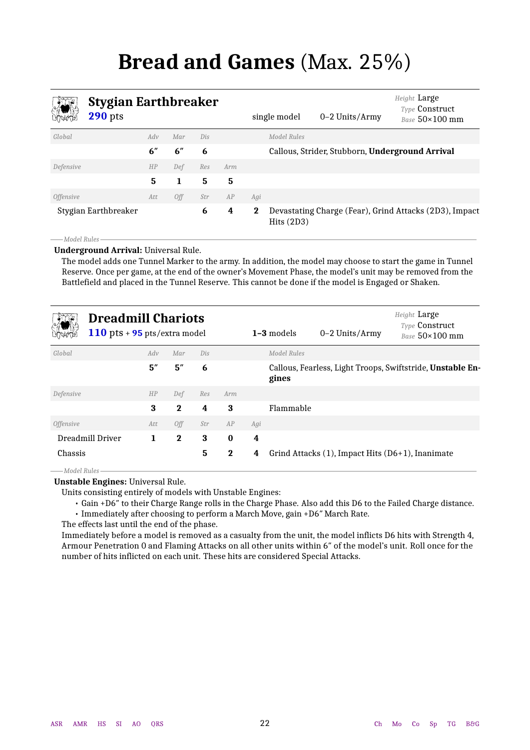# Bread and Games (Max. 25%)

## Stygian Earthbreaker

**290** pts | single model | 0–2 Units/Army | *Height* Large, *Type* Construct, *Base* 50×100 mm

| *Global* | *Adv* | *Mar* | *Dis* | | | *Model Rules* |
|---|---|---|---|---|---|---|
| | **6″** | **6″** | **6** | | | Callous, Strider, Stubborn, **Underground Arrival** |
| *Defensive* | *HP* | *Def* | *Res* | *Arm* | | |
| | **5** | **1** | **5** | **5** | | |
| *Offensive* | *Att* | *Off* | *Str* | *AP* | *Agi* | |
| Stygian Earthbreaker | | | **6** | **4** | **2** | Devastating Charge (Fear), Grind Attacks (2D3), Impact Hits (2D3) |

*Model Rules*

**Underground Arrival:** Universal Rule.
The model adds one Tunnel Marker to the army. In addition, the model may choose to start the game in Tunnel Reserve. Once per game, at the end of the owner's Movement Phase, the model's unit may be removed from the Battlefield and placed in the Tunnel Reserve. This cannot be done if the model is Engaged or Shaken.

## Dreadmill Chariots

**110** pts + **95** pts/extra model | **1–3** models | 0–2 Units/Army | *Height* Large, *Type* Construct, *Base* 50×100 mm

| *Global* | *Adv* | *Mar* | *Dis* | | | *Model Rules* |
|---|---|---|---|---|---|---|
| | **5″** | **5″** | **6** | | | Callous, Fearless, Light Troops, Swiftstride, **Unstable Engines** |
| *Defensive* | *HP* | *Def* | *Res* | *Arm* | | |
| | **3** | **2** | **4** | **3** | | Flammable |
| *Offensive* | *Att* | *Off* | *Str* | *AP* | *Agi* | |
| Dreadmill Driver | **1** | **2** | **3** | **0** | **4** | |
| Chassis | | | **5** | **2** | **4** | Grind Attacks (1), Impact Hits (D6+1), Inanimate |

*Model Rules*

**Unstable Engines:** Universal Rule.
Units consisting entirely of models with Unstable Engines:

- Gain +D6″ to their Charge Range rolls in the Charge Phase. Also add this D6 to the Failed Charge distance.
- Immediately after choosing to perform a March Move, gain +D6″ March Rate.

The effects last until the end of the phase.
Immediately before a model is removed as a casualty from the unit, the model inflicts D6 hits with Strength 4, Armour Penetration 0 and Flaming Attacks on all other units within 6″ of the model's unit. Roll once for the number of hits inflicted on each unit. These hits are considered Special Attacks.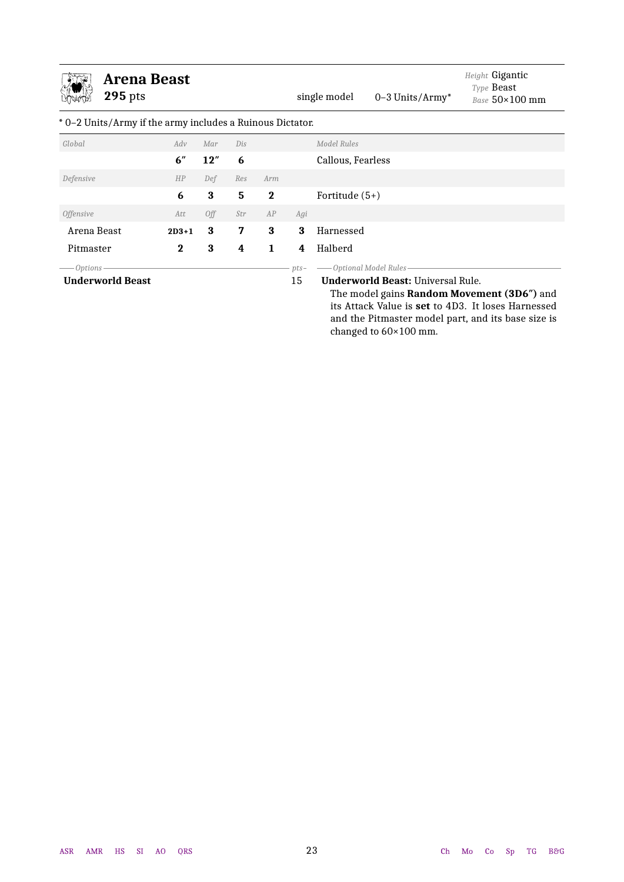## Arena Beast

**295** pts — single model — 0–3 Units/Army* — *Height* Gigantic, *Type* Beast, *Base* 50×100 mm

\* 0–2 Units/Army if the army includes a Ruinous Dictator.

| *Global* | *Adv* | *Mar* | *Dis* | | | *Model Rules* |
|---|---|---|---|---|---|---|
| | **6″** | **12″** | **6** | | | Callous, Fearless |
| *Defensive* | *HP* | *Def* | *Res* | *Arm* | | |
| | **6** | **3** | **5** | **2** | | Fortitude (5+) |
| *Offensive* | *Att* | *Off* | *Str* | *AP* | *Agi* | |
| Arena Beast | **2D3+1** | **3** | **7** | **3** | **3** | Harnessed |
| Pitmaster | **2** | **3** | **4** | **1** | **4** | Halberd |

| *Options* | *pts* |
|---|---|
| **Underworld Beast** | 15 |

*Optional Model Rules*

**Underworld Beast:** Universal Rule.
The model gains **Random Movement (3D6″)** and its Attack Value is **set** to 4D3. It loses Harnessed and the Pitmaster model part, and its base size is changed to 60×100 mm.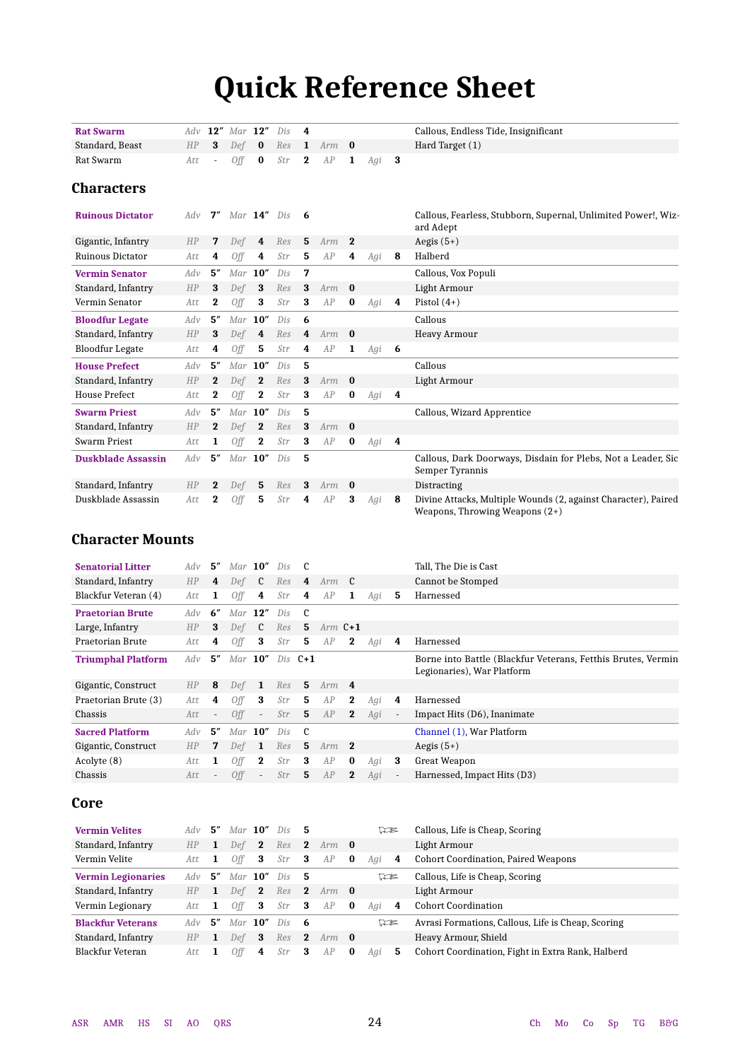# Quick Reference Sheet

| | | | | | | | | | | | |
|---|---|---|---|---|---|---|---|---|---|---|---|
| **Rat Swarm** | *Adv* | **12″** | *Mar* | **12″** | *Dis* | **4** | | | | | Callous, Endless Tide, Insignificant |
| Standard, Beast | *HP* | **3** | *Def* | **0** | *Res* | **1** | *Arm* | **0** | | | Hard Target (1) |
| Rat Swarm | *Att* | - | *Off* | **0** | *Str* | **2** | *AP* | **1** | *Agi* | **3** | |

## Characters

| | | | | | | | | | | | |
|---|---|---|---|---|---|---|---|---|---|---|---|
| **Ruinous Dictator** | *Adv* | **7″** | *Mar* | **14″** | *Dis* | **6** | | | | | Callous, Fearless, Stubborn, Supernal, Unlimited Power!, Wizard Adept |
| Gigantic, Infantry | *HP* | **7** | *Def* | **4** | *Res* | **5** | *Arm* | **2** | | | Aegis (5+) |
| Ruinous Dictator | *Att* | **4** | *Off* | **4** | *Str* | **5** | *AP* | **4** | *Agi* | **8** | Halberd |
| **Vermin Senator** | *Adv* | **5″** | *Mar* | **10″** | *Dis* | **7** | | | | | Callous, Vox Populi |
| Standard, Infantry | *HP* | **3** | *Def* | **3** | *Res* | **3** | *Arm* | **0** | | | Light Armour |
| Vermin Senator | *Att* | **2** | *Off* | **3** | *Str* | **3** | *AP* | **0** | *Agi* | **4** | Pistol (4+) |
| **Bloodfur Legate** | *Adv* | **5″** | *Mar* | **10″** | *Dis* | **6** | | | | | Callous |
| Standard, Infantry | *HP* | **3** | *Def* | **4** | *Res* | **4** | *Arm* | **0** | | | Heavy Armour |
| Bloodfur Legate | *Att* | **4** | *Off* | **5** | *Str* | **4** | *AP* | **1** | *Agi* | **6** | |
| **House Prefect** | *Adv* | **5″** | *Mar* | **10″** | *Dis* | **5** | | | | | Callous |
| Standard, Infantry | *HP* | **2** | *Def* | **2** | *Res* | **3** | *Arm* | **0** | | | Light Armour |
| House Prefect | *Att* | **2** | *Off* | **2** | *Str* | **3** | *AP* | **0** | *Agi* | **4** | |
| **Swarm Priest** | *Adv* | **5″** | *Mar* | **10″** | *Dis* | **5** | | | | | Callous, Wizard Apprentice |
| Standard, Infantry | *HP* | **2** | *Def* | **2** | *Res* | **3** | *Arm* | **0** | | | |
| Swarm Priest | *Att* | **1** | *Off* | **2** | *Str* | **3** | *AP* | **0** | *Agi* | **4** | |
| **Duskblade Assassin** | *Adv* | **5″** | *Mar* | **10″** | *Dis* | **5** | | | | | Callous, Dark Doorways, Disdain for Plebs, Not a Leader, Sic Semper Tyrannis |
| Standard, Infantry | *HP* | **2** | *Def* | **5** | *Res* | **3** | *Arm* | **0** | | | Distracting |
| Duskblade Assassin | *Att* | **2** | *Off* | **5** | *Str* | **4** | *AP* | **3** | *Agi* | **8** | Divine Attacks, Multiple Wounds (2, against Character), Paired Weapons, Throwing Weapons (2+) |

## Character Mounts

| | | | | | | | | | | | |
|---|---|---|---|---|---|---|---|---|---|---|---|
| **Senatorial Litter** | *Adv* | **5″** | *Mar* | **10″** | *Dis* | C | | | | | Tall, The Die is Cast |
| Standard, Infantry | *HP* | **4** | *Def* | C | *Res* | **4** | *Arm* | C | | | Cannot be Stomped |
| Blackfur Veteran (4) | *Att* | **1** | *Off* | **4** | *Str* | **4** | *AP* | **1** | *Agi* | **5** | Harnessed |
| **Praetorian Brute** | *Adv* | **6″** | *Mar* | **12″** | *Dis* | C | | | | | |
| Large, Infantry | *HP* | **3** | *Def* | C | *Res* | **5** | *Arm* | C+1 | | | |
| Praetorian Brute | *Att* | **4** | *Off* | **3** | *Str* | **5** | *AP* | **2** | *Agi* | **4** | Harnessed |
| **Triumphal Platform** | *Adv* | **5″** | *Mar* | **10″** | *Dis* | C+1 | | | | | Borne into Battle (Blackfur Veterans, Fetthis Brutes, Vermin Legionaries), War Platform |
| Gigantic, Construct | *HP* | **8** | *Def* | **1** | *Res* | **5** | *Arm* | **4** | | | |
| Praetorian Brute (3) | *Att* | **4** | *Off* | **3** | *Str* | **5** | *AP* | **2** | *Agi* | **4** | Harnessed |
| Chassis | *Att* | - | *Off* | - | *Str* | **5** | *AP* | **2** | *Agi* | - | Impact Hits (D6), Inanimate |
| **Sacred Platform** | *Adv* | **5″** | *Mar* | **10″** | *Dis* | C | | | | | Channel (1), War Platform |
| Gigantic, Construct | *HP* | **7** | *Def* | **1** | *Res* | **5** | *Arm* | **2** | | | Aegis (5+) |
| Acolyte (8) | *Att* | **1** | *Off* | **2** | *Str* | **3** | *AP* | **0** | *Agi* | **3** | Great Weapon |
| Chassis | *Att* | - | *Off* | - | *Str* | **5** | *AP* | **2** | *Agi* | - | Harnessed, Impact Hits (D3) |

## Core

| | | | | | | | | | | | |
|---|---|---|---|---|---|---|---|---|---|---|---|
| **Vermin Velites** | *Adv* | **5″** | *Mar* | **10″** | *Dis* | **5** | | | | | Callous, Life is Cheap, Scoring |
| Standard, Infantry | *HP* | **1** | *Def* | **2** | *Res* | **2** | *Arm* | **0** | | | Light Armour |
| Vermin Velite | *Att* | **1** | *Off* | **3** | *Str* | **3** | *AP* | **0** | *Agi* | **4** | Cohort Coordination, Paired Weapons |
| **Vermin Legionaries** | *Adv* | **5″** | *Mar* | **10″** | *Dis* | **5** | | | | | Callous, Life is Cheap, Scoring |
| Standard, Infantry | *HP* | **1** | *Def* | **2** | *Res* | **2** | *Arm* | **0** | | | Light Armour |
| Vermin Legionary | *Att* | **1** | *Off* | **3** | *Str* | **3** | *AP* | **0** | *Agi* | **4** | Cohort Coordination |
| **Blackfur Veterans** | *Adv* | **5″** | *Mar* | **10″** | *Dis* | **6** | | | | | Avrasi Formations, Callous, Life is Cheap, Scoring |
| Standard, Infantry | *HP* | **1** | *Def* | **3** | *Res* | **2** | *Arm* | **0** | | | Heavy Armour, Shield |
| Blackfur Veteran | *Att* | **1** | *Off* | **4** | *Str* | **3** | *AP* | **0** | *Agi* | **5** | Cohort Coordination, Fight in Extra Rank, Halberd |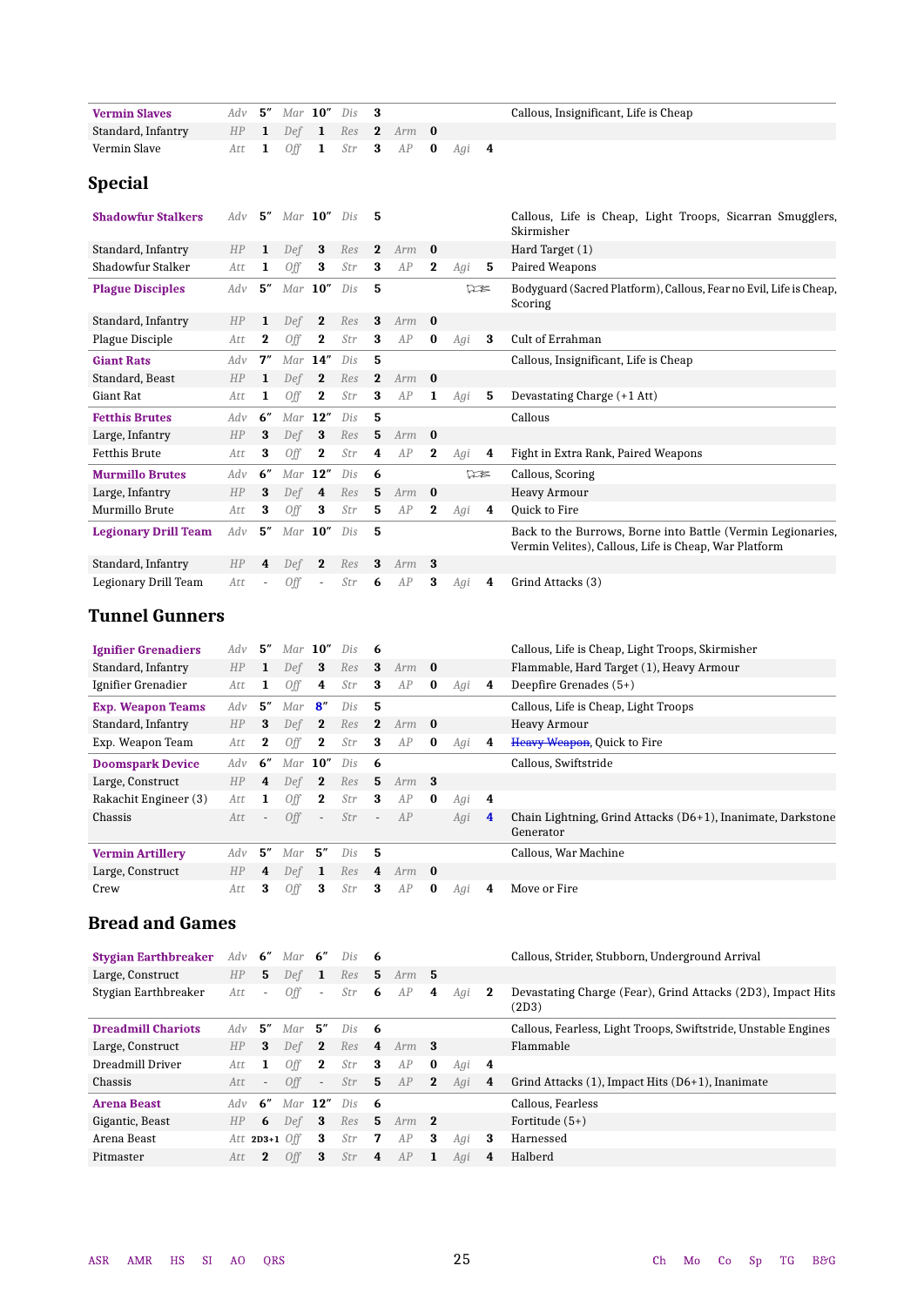| | | | | | | | | | | |
|---|---|---|---|---|---|---|---|---|---|---|
| **Vermin Slaves** | *Adv* | 5″ | *Mar* | 10″ | *Dis* | 3 | | | | Callous, Insignificant, Life is Cheap |
| Standard, Infantry | *HP* | 1 | *Def* | 1 | *Res* | 2 | *Arm* | 0 | | |
| Vermin Slave | *Att* | 1 | *Off* | 1 | *Str* | 3 | *AP* | 0 | *Agi* 4 | |

## Special

| | | | | | | | | | | |
|---|---|---|---|---|---|---|---|---|---|---|
| **Shadowfur Stalkers** | *Adv* | 5″ | *Mar* | 10″ | *Dis* | 5 | | | | Callous, Life is Cheap, Light Troops, Sicarran Smugglers, Skirmisher |
| Standard, Infantry | *HP* | 1 | *Def* | 3 | *Res* | 2 | *Arm* | 0 | | Hard Target (1) |
| Shadowfur Stalker | *Att* | 1 | *Off* | 3 | *Str* | 3 | *AP* | 2 | *Agi* 5 | Paired Weapons |
| **Plague Disciples** | *Adv* | 5″ | *Mar* | 10″ | *Dis* | 5 | | | | Bodyguard (Sacred Platform), Callous, Fear no Evil, Life is Cheap, Scoring |
| Standard, Infantry | *HP* | 1 | *Def* | 2 | *Res* | 3 | *Arm* | 0 | | |
| Plague Disciple | *Att* | 2 | *Off* | 2 | *Str* | 3 | *AP* | 0 | *Agi* 3 | Cult of Errahman |
| **Giant Rats** | *Adv* | 7″ | *Mar* | 14″ | *Dis* | 5 | | | | Callous, Insignificant, Life is Cheap |
| Standard, Beast | *HP* | 1 | *Def* | 2 | *Res* | 2 | *Arm* | 0 | | |
| Giant Rat | *Att* | 1 | *Off* | 2 | *Str* | 3 | *AP* | 1 | *Agi* 5 | Devastating Charge (+1 Att) |
| **Fetthis Brutes** | *Adv* | 6″ | *Mar* | 12″ | *Dis* | 5 | | | | Callous |
| Large, Infantry | *HP* | 3 | *Def* | 3 | *Res* | 5 | *Arm* | 0 | | |
| Fetthis Brute | *Att* | 3 | *Off* | 2 | *Str* | 4 | *AP* | 2 | *Agi* 4 | Fight in Extra Rank, Paired Weapons |
| **Murmillo Brutes** | *Adv* | 6″ | *Mar* | 12″ | *Dis* | 6 | | | | Callous, Scoring |
| Large, Infantry | *HP* | 3 | *Def* | 4 | *Res* | 5 | *Arm* | 0 | | Heavy Armour |
| Murmillo Brute | *Att* | 3 | *Off* | 3 | *Str* | 5 | *AP* | 2 | *Agi* 4 | Quick to Fire |
| **Legionary Drill Team** | *Adv* | 5″ | *Mar* | 10″ | *Dis* | 5 | | | | Back to the Burrows, Borne into Battle (Vermin Legionaries, Vermin Velites), Callous, Life is Cheap, War Platform |
| Standard, Infantry | *HP* | 4 | *Def* | 2 | *Res* | 3 | *Arm* | 3 | | |
| Legionary Drill Team | *Att* | - | *Off* | - | *Str* | 6 | *AP* | 3 | *Agi* 4 | Grind Attacks (3) |

## Tunnel Gunners

| | | | | | | | | | | |
|---|---|---|---|---|---|---|---|---|---|---|
| **Ignifier Grenadiers** | *Adv* | 5″ | *Mar* | 10″ | *Dis* | 6 | | | | Callous, Life is Cheap, Light Troops, Skirmisher |
| Standard, Infantry | *HP* | 1 | *Def* | 3 | *Res* | 3 | *Arm* | 0 | | Flammable, Hard Target (1), Heavy Armour |
| Ignifier Grenadier | *Att* | 1 | *Off* | 4 | *Str* | 3 | *AP* | 0 | *Agi* 4 | Deepfire Grenades (5+) |
| **Exp. Weapon Teams** | *Adv* | 5″ | *Mar* | 8″ | *Dis* | 5 | | | | Callous, Life is Cheap, Light Troops |
| Standard, Infantry | *HP* | 3 | *Def* | 2 | *Res* | 2 | *Arm* | 0 | | Heavy Armour |
| Exp. Weapon Team | *Att* | 2 | *Off* | 2 | *Str* | 3 | *AP* | 0 | *Agi* 4 | ~~Heavy Weapon~~, Quick to Fire |
| **Doomspark Device** | *Adv* | 6″ | *Mar* | 10″ | *Dis* | 6 | | | | Callous, Swiftstride |
| Large, Construct | *HP* | 4 | *Def* | 2 | *Res* | 5 | *Arm* | 3 | | |
| Rakachit Engineer (3) | *Att* | 1 | *Off* | 2 | *Str* | 3 | *AP* | 0 | *Agi* 4 | |
| Chassis | *Att* | - | *Off* | - | *Str* | - | *AP* | | *Agi* 4 | Chain Lightning, Grind Attacks (D6+1), Inanimate, Darkstone Generator |
| **Vermin Artillery** | *Adv* | 5″ | *Mar* | 5″ | *Dis* | 5 | | | | Callous, War Machine |
| Large, Construct | *HP* | 4 | *Def* | 1 | *Res* | 4 | *Arm* | 0 | | |
| Crew | *Att* | 3 | *Off* | 3 | *Str* | 3 | *AP* | 0 | *Agi* 4 | Move or Fire |

## Bread and Games

| | | | | | | | | | | |
|---|---|---|---|---|---|---|---|---|---|---|
| **Stygian Earthbreaker** | *Adv* | 6″ | *Mar* | 6″ | *Dis* | 6 | | | | Callous, Strider, Stubborn, Underground Arrival |
| Large, Construct | *HP* | 5 | *Def* | 1 | *Res* | 5 | *Arm* | 5 | | |
| Stygian Earthbreaker | *Att* | - | *Off* | - | *Str* | 6 | *AP* | 4 | *Agi* 2 | Devastating Charge (Fear), Grind Attacks (2D3), Impact Hits (2D3) |
| **Dreadmill Chariots** | *Adv* | 5″ | *Mar* | 5″ | *Dis* | 6 | | | | Callous, Fearless, Light Troops, Swiftstride, Unstable Engines |
| Large, Construct | *HP* | 3 | *Def* | 2 | *Res* | 4 | *Arm* | 3 | | Flammable |
| Dreadmill Driver | *Att* | 1 | *Off* | 2 | *Str* | 3 | *AP* | 0 | *Agi* 4 | |
| Chassis | *Att* | - | *Off* | - | *Str* | 5 | *AP* | 2 | *Agi* 4 | Grind Attacks (1), Impact Hits (D6+1), Inanimate |
| **Arena Beast** | *Adv* | 6″ | *Mar* | 12″ | *Dis* | 6 | | | | Callous, Fearless |
| Gigantic, Beast | *HP* | 6 | *Def* | 3 | *Res* | 5 | *Arm* | 2 | | Fortitude (5+) |
| Arena Beast | *Att* | 2D3+1 | *Off* | 3 | *Str* | 7 | *AP* | 3 | *Agi* 3 | Harnessed |
| Pitmaster | *Att* | 2 | *Off* | 3 | *Str* | 4 | *AP* | 1 | *Agi* 4 | Halberd |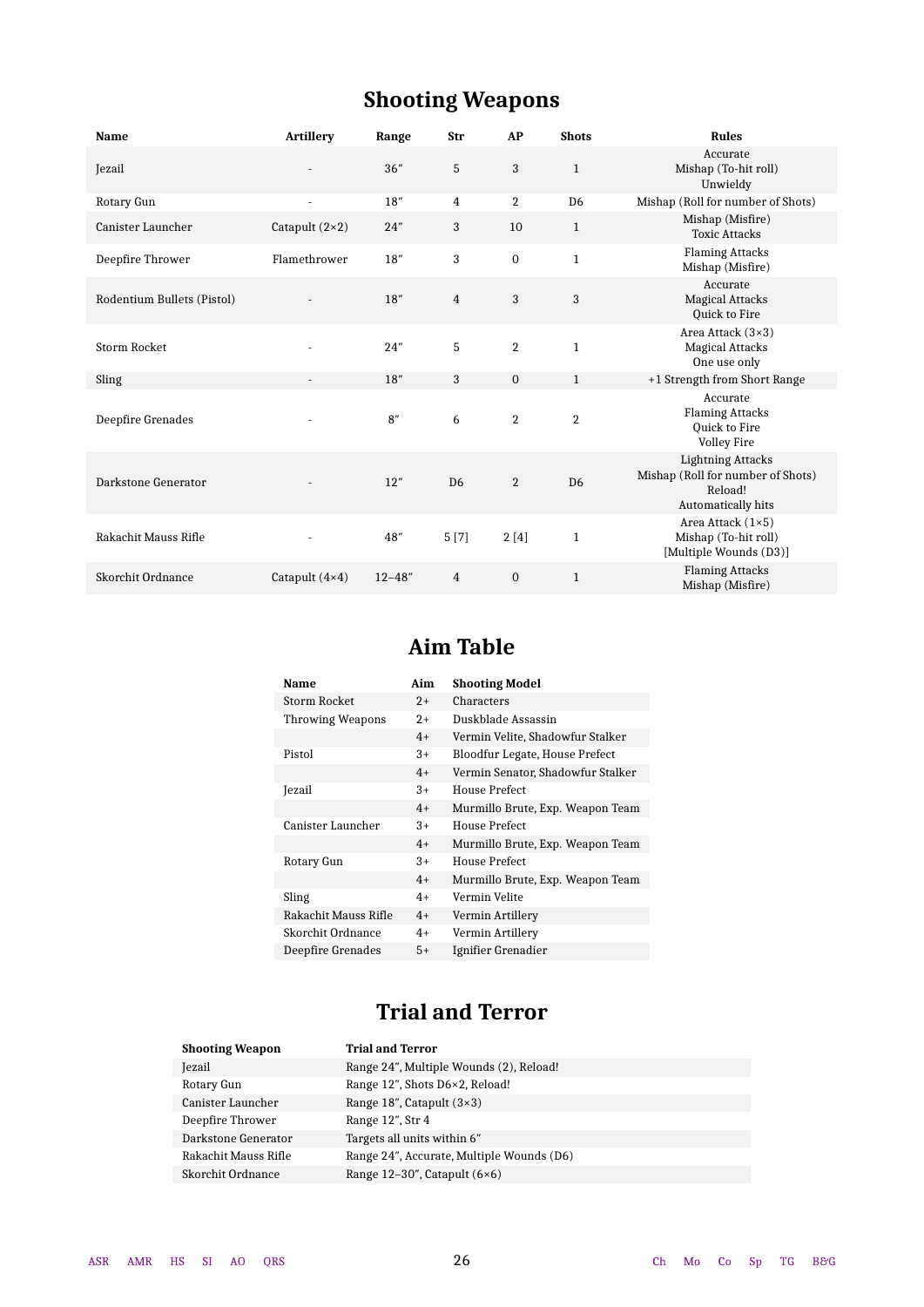## Shooting Weapons

| Name | Artillery | Range | Str | AP | Shots | Rules |
|---|---|---|---|---|---|---|
| Jezail | - | 36″ | 5 | 3 | 1 | Accurate<br>Mishap (To-hit roll)<br>Unwieldy |
| Rotary Gun | - | 18″ | 4 | 2 | D6 | Mishap (Roll for number of Shots) |
| Canister Launcher | Catapult (2×2) | 24″ | 3 | 10 | 1 | Mishap (Misfire)<br>Toxic Attacks |
| Deepfire Thrower | Flamethrower | 18″ | 3 | 0 | 1 | Flaming Attacks<br>Mishap (Misfire) |
| Rodentium Bullets (Pistol) | - | 18″ | 4 | 3 | 3 | Accurate<br>Magical Attacks<br>Quick to Fire |
| Storm Rocket | - | 24″ | 5 | 2 | 1 | Area Attack (3×3)<br>Magical Attacks<br>One use only |
| Sling | - | 18″ | 3 | 0 | 1 | +1 Strength from Short Range |
| Deepfire Grenades | - | 8″ | 6 | 2 | 2 | Accurate<br>Flaming Attacks<br>Quick to Fire<br>Volley Fire |
| Darkstone Generator | - | 12″ | D6 | 2 | D6 | Lightning Attacks<br>Mishap (Roll for number of Shots)<br>Reload!<br>Automatically hits |
| Rakachit Mauss Rifle | - | 48″ | 5 [7] | 2 [4] | 1 | Area Attack (1×5)<br>Mishap (To-hit roll)<br>[Multiple Wounds (D3)] |
| Skorchit Ordnance | Catapult (4×4) | 12–48″ | 4 | 0 | 1 | Flaming Attacks<br>Mishap (Misfire) |

## Aim Table

| Name | Aim | Shooting Model |
|---|---|---|
| Storm Rocket | 2+ | Characters |
| Throwing Weapons | 2+ | Duskblade Assassin |
| | 4+ | Vermin Velite, Shadowfur Stalker |
| Pistol | 3+ | Bloodfur Legate, House Prefect |
| | 4+ | Vermin Senator, Shadowfur Stalker |
| Jezail | 3+ | House Prefect |
| | 4+ | Murmillo Brute, Exp. Weapon Team |
| Canister Launcher | 3+ | House Prefect |
| | 4+ | Murmillo Brute, Exp. Weapon Team |
| Rotary Gun | 3+ | House Prefect |
| | 4+ | Murmillo Brute, Exp. Weapon Team |
| Sling | 4+ | Vermin Velite |
| Rakachit Mauss Rifle | 4+ | Vermin Artillery |
| Skorchit Ordnance | 4+ | Vermin Artillery |
| Deepfire Grenades | 5+ | Ignifier Grenadier |

## Trial and Terror

| Shooting Weapon | Trial and Terror |
|---|---|
| Jezail | Range 24″, Multiple Wounds (2), Reload! |
| Rotary Gun | Range 12″, Shots D6×2, Reload! |
| Canister Launcher | Range 18″, Catapult (3×3) |
| Deepfire Thrower | Range 12″, Str 4 |
| Darkstone Generator | Targets all units within 6″ |
| Rakachit Mauss Rifle | Range 24″, Accurate, Multiple Wounds (D6) |
| Skorchit Ordnance | Range 12–30″, Catapult (6×6) |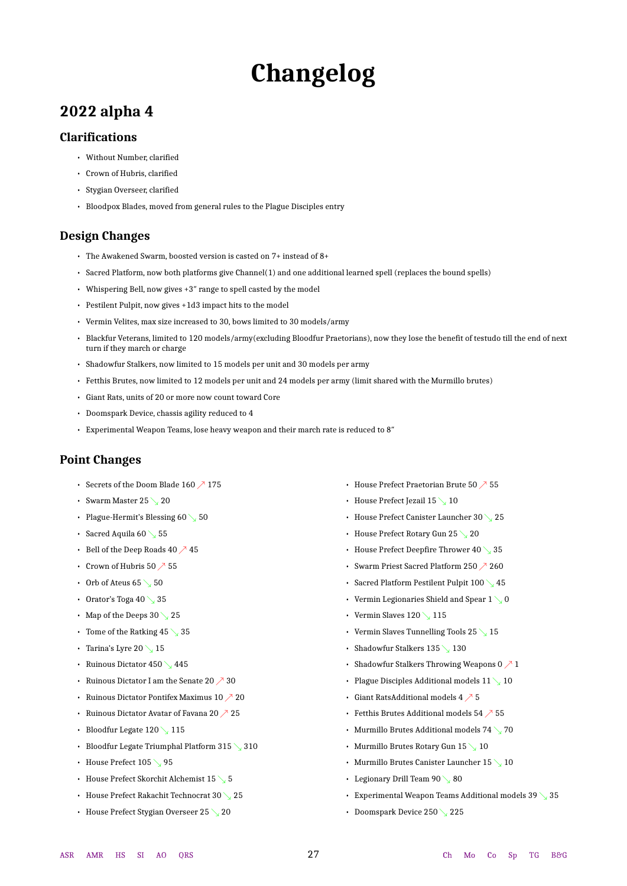# Changelog

## 2022 alpha 4

### Clarifications

- Without Number, clarified
- Crown of Hubris, clarified
- Stygian Overseer, clarified
- Bloodpox Blades, moved from general rules to the Plague Disciples entry

### Design Changes

- The Awakened Swarm, boosted version is casted on 7+ instead of 8+
- Sacred Platform, now both platforms give Channel(1) and one additional learned spell (replaces the bound spells)
- Whispering Bell, now gives +3″ range to spell casted by the model
- Pestilent Pulpit, now gives +1d3 impact hits to the model
- Vermin Velites, max size increased to 30, bows limited to 30 models/army
- Blackfur Veterans, limited to 120 models/army(excluding Bloodfur Praetorians), now they lose the benefit of testudo till the end of next turn if they march or charge
- Shadowfur Stalkers, now limited to 15 models per unit and 30 models per army
- Fetthis Brutes, now limited to 12 models per unit and 24 models per army (limit shared with the Murmillo brutes)
- Giant Rats, units of 20 or more now count toward Core
- Doomspark Device, chassis agility reduced to 4
- Experimental Weapon Teams, lose heavy weapon and their march rate is reduced to 8″

### Point Changes

- Secrets of the Doom Blade 160 ↗ 175
- Swarm Master 25 ↘ 20
- Plague-Hermit's Blessing 60 ↘ 50
- Sacred Aquila 60 ↘ 55
- Bell of the Deep Roads 40 ↗ 45
- Crown of Hubris 50 ↗ 55
- Orb of Ateus 65 ↘ 50
- Orator's Toga 40 ↘ 35
- Map of the Deeps 30 ↘ 25
- Tome of the Ratking 45 ↘ 35
- Tarina's Lyre 20 ↘ 15
- Ruinous Dictator 450 ↘ 445
- Ruinous Dictator I am the Senate 20 ↗ 30
- Ruinous Dictator Pontifex Maximus 10 ↗ 20
- Ruinous Dictator Avatar of Favana 20 ↗ 25
- Bloodfur Legate 120 ↘ 115
- Bloodfur Legate Triumphal Platform 315 ↘ 310
- House Prefect 105 ↘ 95
- House Prefect Skorchit Alchemist 15 ↘ 5
- House Prefect Rakachit Technocrat 30 ↘ 25
- House Prefect Stygian Overseer 25 ↘ 20
- House Prefect Praetorian Brute 50 ↗ 55
- House Prefect Jezail 15 ↘ 10
- House Prefect Canister Launcher 30 ↘ 25
- House Prefect Rotary Gun 25 ↘ 20
- House Prefect Deepfire Thrower 40 ↘ 35
- Swarm Priest Sacred Platform 250 ↗ 260
- Sacred Platform Pestilent Pulpit 100 ↘ 45
- Vermin Legionaries Shield and Spear 1 ↘ 0
- Vermin Slaves 120 ↘ 115
- Vermin Slaves Tunnelling Tools 25 ↘ 15
- Shadowfur Stalkers 135 ↘ 130
- Shadowfur Stalkers Throwing Weapons 0 ↗ 1
- Plague Disciples Additional models 11 ↘ 10
- Giant RatsAdditional models 4 ↗ 5
- Fetthis Brutes Additional models 54 ↗ 55
- Murmillo Brutes Additional models 74 ↘ 70
- Murmillo Brutes Rotary Gun 15 ↘ 10
- Murmillo Brutes Canister Launcher 15 ↘ 10
- Legionary Drill Team 90 ↘ 80
- Experimental Weapon Teams Additional models 39 ↘ 35
- Doomspark Device 250 ↘ 225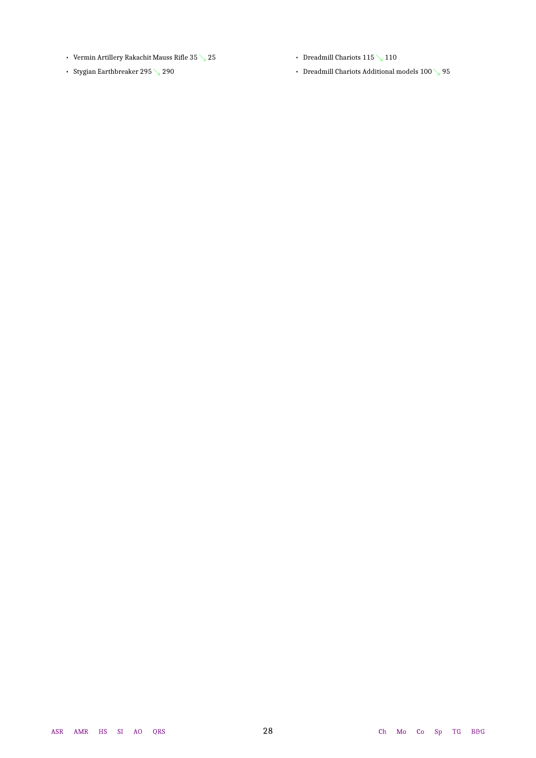- Vermin Artillery Rakachit Mauss Rifle 35 ↘ 25
- Stygian Earthbreaker 295 ↘ 290
- Dreadmill Chariots 115 ↘ 110
- Dreadmill Chariots Additional models 100 ↘ 95